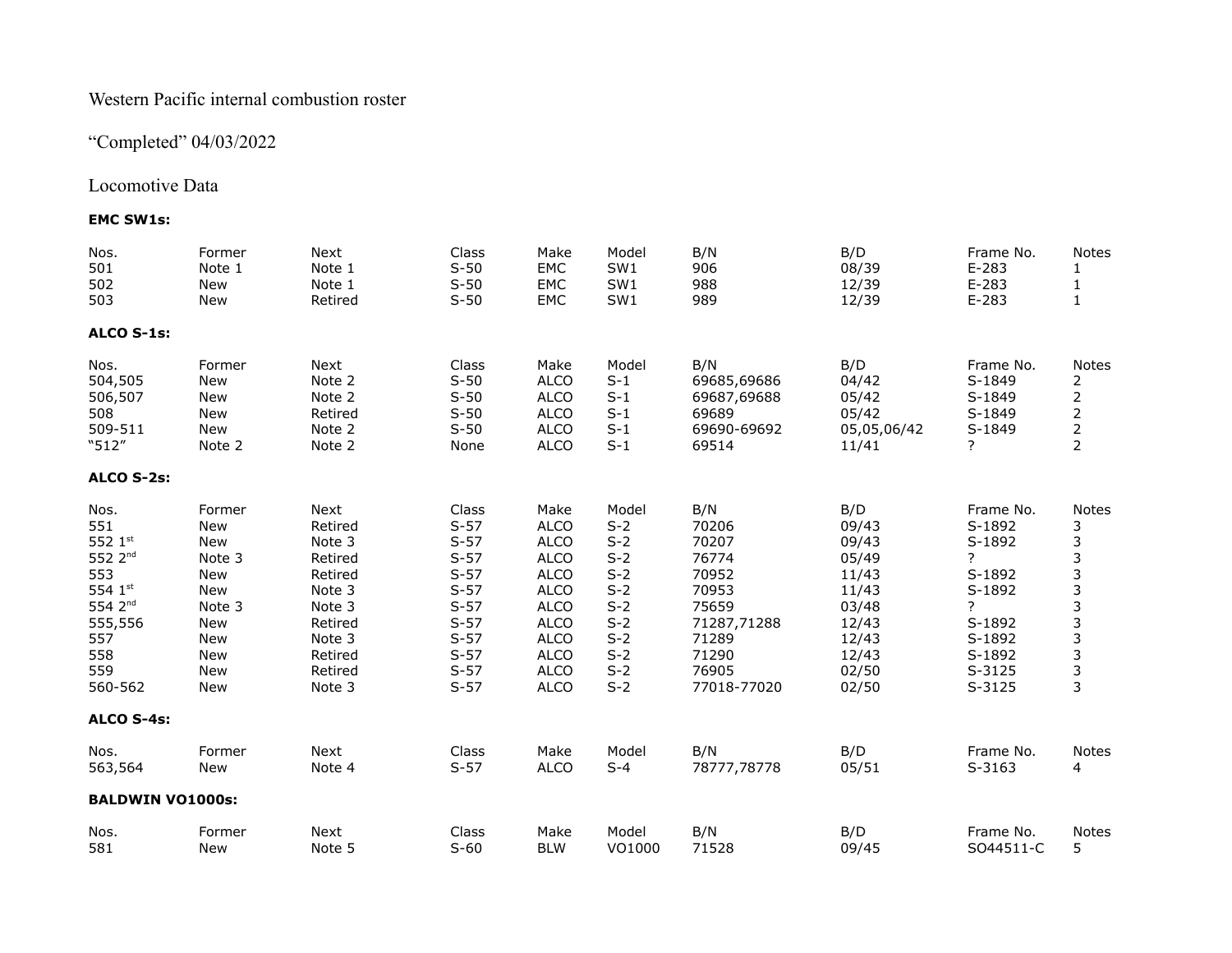Western Pacific internal combustion roster

"Completed" 04/03/2022

Locomotive Data

**EMC SW1s:**

| Nos. | Former | Next | Class | Make | Model | B/N | B/D | Frame No. | Notes |
|---|---|---|---|---|---|---|---|---|---|
| 501 | Note 1 | Note 1 | S-50 | EMC | SW1 | 906 | 08/39 | E-283 | 1 |
| 502 | New | Note 1 | S-50 | EMC | SW1 | 988 | 12/39 | E-283 | 1 |
| 503 | New | Retired | S-50 | EMC | SW1 | 989 | 12/39 | E-283 | 1 |

**ALCO S-1s:**

| Nos. | Former | Next | Class | Make | Model | B/N | B/D | Frame No. | Notes |
|---|---|---|---|---|---|---|---|---|---|
| 504,505 | New | Note 2 | S-50 | ALCO | S-1 | 69685,69686 | 04/42 | S-1849 | 2 |
| 506,507 | New | Note 2 | S-50 | ALCO | S-1 | 69687,69688 | 05/42 | S-1849 | 2 |
| 508 | New | Retired | S-50 | ALCO | S-1 | 69689 | 05/42 | S-1849 | 2 |
| 509-511 | New | Note 2 | S-50 | ALCO | S-1 | 69690-69692 | 05,05,06/42 | S-1849 | 2 |
| "512" | Note 2 | Note 2 | None | ALCO | S-1 | 69514 | 11/41 | ? | 2 |

**ALCO S-2s:**

| Nos. | Former | Next | Class | Make | Model | B/N | B/D | Frame No. | Notes |
|---|---|---|---|---|---|---|---|---|---|
| 551 | New | Retired | S-57 | ALCO | S-2 | 70206 | 09/43 | S-1892 | 3 |
| 552 1st | New | Note 3 | S-57 | ALCO | S-2 | 70207 | 09/43 | S-1892 | 3 |
| 552 2nd | Note 3 | Retired | S-57 | ALCO | S-2 | 76774 | 05/49 | ? | 3 |
| 553 | New | Retired | S-57 | ALCO | S-2 | 70952 | 11/43 | S-1892 | 3 |
| 554 1st | New | Note 3 | S-57 | ALCO | S-2 | 70953 | 11/43 | S-1892 | 3 |
| 554 2nd | Note 3 | Note 3 | S-57 | ALCO | S-2 | 75659 | 03/48 | ? | 3 |
| 555,556 | New | Retired | S-57 | ALCO | S-2 | 71287,71288 | 12/43 | S-1892 | 3 |
| 557 | New | Note 3 | S-57 | ALCO | S-2 | 71289 | 12/43 | S-1892 | 3 |
| 558 | New | Retired | S-57 | ALCO | S-2 | 71290 | 12/43 | S-1892 | 3 |
| 559 | New | Retired | S-57 | ALCO | S-2 | 76905 | 02/50 | S-3125 | 3 |
| 560-562 | New | Note 3 | S-57 | ALCO | S-2 | 77018-77020 | 02/50 | S-3125 | 3 |

**ALCO S-4s:**

| Nos. | Former | Next | Class | Make | Model | B/N | B/D | Frame No. | Notes |
|---|---|---|---|---|---|---|---|---|---|
| 563,564 | New | Note 4 | S-57 | ALCO | S-4 | 78777,78778 | 05/51 | S-3163 | 4 |

**BALDWIN VO1000s:**

| Nos. | Former | Next | Class | Make | Model | B/N | B/D | Frame No. | Notes |
|---|---|---|---|---|---|---|---|---|---|
| 581 | New | Note 5 | S-60 | BLW | VO1000 | 71528 | 09/45 | SO44511-C | 5 |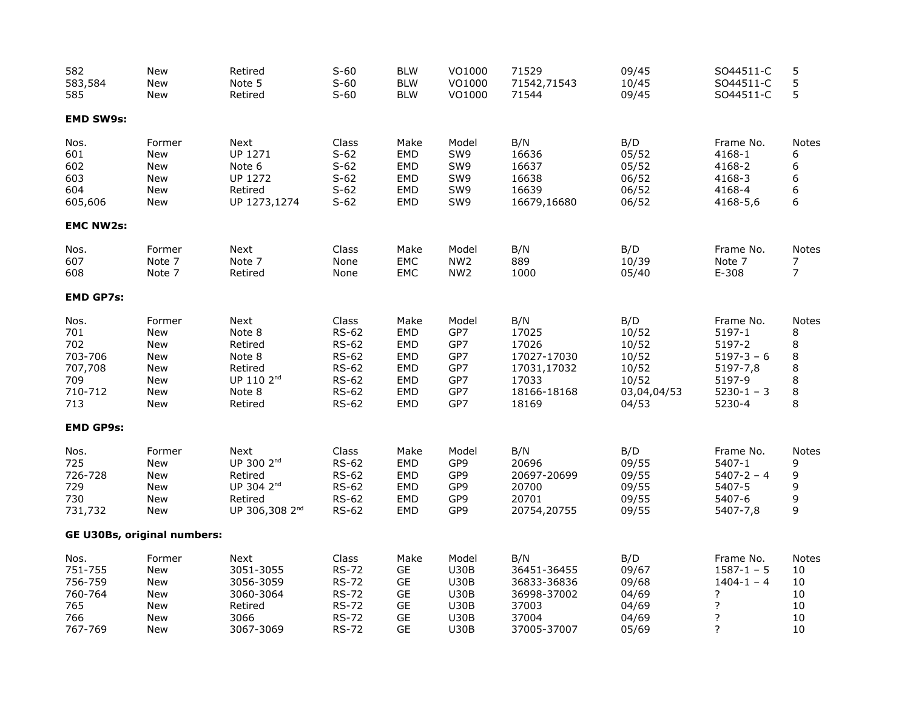| | | | | | | | | | |
|---|---|---|---|---|---|---|---|---|---|
| 582 | New | Retired | S-60 | BLW | VO1000 | 71529 | 09/45 | SO44511-C | 5 |
| 583,584 | New | Note 5 | S-60 | BLW | VO1000 | 71542,71543 | 10/45 | SO44511-C | 5 |
| 585 | New | Retired | S-60 | BLW | VO1000 | 71544 | 09/45 | SO44511-C | 5 |

**EMD SW9s:**

| Nos. | Former | Next | Class | Make | Model | B/N | B/D | Frame No. | Notes |
|---|---|---|---|---|---|---|---|---|---|
| 601 | New | UP 1271 | S-62 | EMD | SW9 | 16636 | 05/52 | 4168-1 | 6 |
| 602 | New | Note 6 | S-62 | EMD | SW9 | 16637 | 05/52 | 4168-2 | 6 |
| 603 | New | UP 1272 | S-62 | EMD | SW9 | 16638 | 06/52 | 4168-3 | 6 |
| 604 | New | Retired | S-62 | EMD | SW9 | 16639 | 06/52 | 4168-4 | 6 |
| 605,606 | New | UP 1273,1274 | S-62 | EMD | SW9 | 16679,16680 | 06/52 | 4168-5,6 | 6 |

**EMC NW2s:**

| Nos. | Former | Next | Class | Make | Model | B/N | B/D | Frame No. | Notes |
|---|---|---|---|---|---|---|---|---|---|
| 607 | Note 7 | Note 7 | None | EMC | NW2 | 889 | 10/39 | Note 7 | 7 |
| 608 | Note 7 | Retired | None | EMC | NW2 | 1000 | 05/40 | E-308 | 7 |

**EMD GP7s:**

| Nos. | Former | Next | Class | Make | Model | B/N | B/D | Frame No. | Notes |
|---|---|---|---|---|---|---|---|---|---|
| 701 | New | Note 8 | RS-62 | EMD | GP7 | 17025 | 10/52 | 5197-1 | 8 |
| 702 | New | Retired | RS-62 | EMD | GP7 | 17026 | 10/52 | 5197-2 | 8 |
| 703-706 | New | Note 8 | RS-62 | EMD | GP7 | 17027-17030 | 10/52 | 5197-3 – 6 | 8 |
| 707,708 | New | Retired | RS-62 | EMD | GP7 | 17031,17032 | 10/52 | 5197-7,8 | 8 |
| 709 | New | UP 110 2nd | RS-62 | EMD | GP7 | 17033 | 10/52 | 5197-9 | 8 |
| 710-712 | New | Note 8 | RS-62 | EMD | GP7 | 18166-18168 | 03,04,04/53 | 5230-1 – 3 | 8 |
| 713 | New | Retired | RS-62 | EMD | GP7 | 18169 | 04/53 | 5230-4 | 8 |

**EMD GP9s:**

| Nos. | Former | Next | Class | Make | Model | B/N | B/D | Frame No. | Notes |
|---|---|---|---|---|---|---|---|---|---|
| 725 | New | UP 300 2nd | RS-62 | EMD | GP9 | 20696 | 09/55 | 5407-1 | 9 |
| 726-728 | New | Retired | RS-62 | EMD | GP9 | 20697-20699 | 09/55 | 5407-2 – 4 | 9 |
| 729 | New | UP 304 2nd | RS-62 | EMD | GP9 | 20700 | 09/55 | 5407-5 | 9 |
| 730 | New | Retired | RS-62 | EMD | GP9 | 20701 | 09/55 | 5407-6 | 9 |
| 731,732 | New | UP 306,308 2nd | RS-62 | EMD | GP9 | 20754,20755 | 09/55 | 5407-7,8 | 9 |

**GE U30Bs, original numbers:**

| Nos. | Former | Next | Class | Make | Model | B/N | B/D | Frame No. | Notes |
|---|---|---|---|---|---|---|---|---|---|
| 751-755 | New | 3051-3055 | RS-72 | GE | U30B | 36451-36455 | 09/67 | 1587-1 – 5 | 10 |
| 756-759 | New | 3056-3059 | RS-72 | GE | U30B | 36833-36836 | 09/68 | 1404-1 – 4 | 10 |
| 760-764 | New | 3060-3064 | RS-72 | GE | U30B | 36998-37002 | 04/69 | ? | 10 |
| 765 | New | Retired | RS-72 | GE | U30B | 37003 | 04/69 | ? | 10 |
| 766 | New | 3066 | RS-72 | GE | U30B | 37004 | 04/69 | ? | 10 |
| 767-769 | New | 3067-3069 | RS-72 | GE | U30B | 37005-37007 | 05/69 | ? | 10 |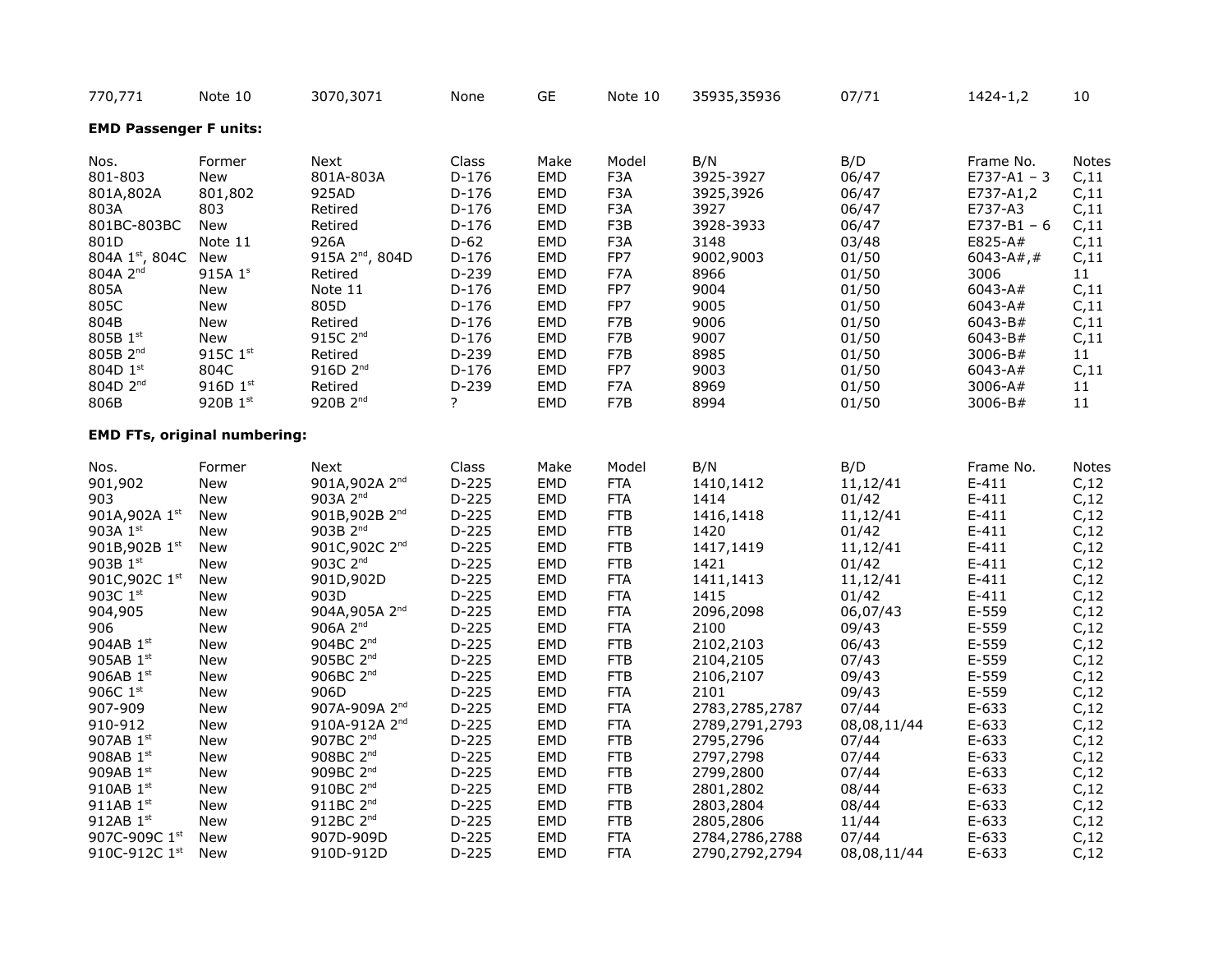| 770,771 | Note 10 | 3070,3071 | None | GE | Note 10 | 35935,35936 | 07/71 | 1424-1,2 | 10 |
|---|---|---|---|---|---|---|---|---|---|

**EMD Passenger F units:**

| Nos. | Former | Next | Class | Make | Model | B/N | B/D | Frame No. | Notes |
|---|---|---|---|---|---|---|---|---|---|
| 801-803 | New | 801A-803A | D-176 | EMD | F3A | 3925-3927 | 06/47 | E737-A1 – 3 | C,11 |
| 801A,802A | 801,802 | 925AD | D-176 | EMD | F3A | 3925,3926 | 06/47 | E737-A1,2 | C,11 |
| 803A | 803 | Retired | D-176 | EMD | F3A | 3927 | 06/47 | E737-A3 | C,11 |
| 801BC-803BC | New | Retired | D-176 | EMD | F3B | 3928-3933 | 06/47 | E737-B1 – 6 | C,11 |
| 801D | Note 11 | 926A | D-62 | EMD | F3A | 3148 | 03/48 | E825-A# | C,11 |
| 804A 1st, 804C | New | 915A 2nd, 804D | D-176 | EMD | FP7 | 9002,9003 | 01/50 | 6043-A#,# | C,11 |
| 804A 2nd | 915A 1s | Retired | D-239 | EMD | F7A | 8966 | 01/50 | 3006 | 11 |
| 805A | New | Note 11 | D-176 | EMD | FP7 | 9004 | 01/50 | 6043-A# | C,11 |
| 805C | New | 805D | D-176 | EMD | FP7 | 9005 | 01/50 | 6043-A# | C,11 |
| 804B | New | Retired | D-176 | EMD | F7B | 9006 | 01/50 | 6043-B# | C,11 |
| 805B 1st | New | 915C 2nd | D-176 | EMD | F7B | 9007 | 01/50 | 6043-B# | C,11 |
| 805B 2nd | 915C 1st | Retired | D-239 | EMD | F7B | 8985 | 01/50 | 3006-B# | 11 |
| 804D 1st | 804C | 916D 2nd | D-176 | EMD | FP7 | 9003 | 01/50 | 6043-A# | C,11 |
| 804D 2nd | 916D 1st | Retired | D-239 | EMD | F7A | 8969 | 01/50 | 3006-A# | 11 |
| 806B | 920B 1st | 920B 2nd | ? | EMD | F7B | 8994 | 01/50 | 3006-B# | 11 |

**EMD FTs, original numbering:**

| Nos. | Former | Next | Class | Make | Model | B/N | B/D | Frame No. | Notes |
|---|---|---|---|---|---|---|---|---|---|
| 901,902 | New | 901A,902A 2nd | D-225 | EMD | FTA | 1410,1412 | 11,12/41 | E-411 | C,12 |
| 903 | New | 903A 2nd | D-225 | EMD | FTA | 1414 | 01/42 | E-411 | C,12 |
| 901A,902A 1st | New | 901B,902B 2nd | D-225 | EMD | FTB | 1416,1418 | 11,12/41 | E-411 | C,12 |
| 903A 1st | New | 903B 2nd | D-225 | EMD | FTB | 1420 | 01/42 | E-411 | C,12 |
| 901B,902B 1st | New | 901C,902C 2nd | D-225 | EMD | FTB | 1417,1419 | 11,12/41 | E-411 | C,12 |
| 903B 1st | New | 903C 2nd | D-225 | EMD | FTB | 1421 | 01/42 | E-411 | C,12 |
| 901C,902C 1st | New | 901D,902D | D-225 | EMD | FTA | 1411,1413 | 11,12/41 | E-411 | C,12 |
| 903C 1st | New | 903D | D-225 | EMD | FTA | 1415 | 01/42 | E-411 | C,12 |
| 904,905 | New | 904A,905A 2nd | D-225 | EMD | FTA | 2096,2098 | 06,07/43 | E-559 | C,12 |
| 906 | New | 906A 2nd | D-225 | EMD | FTA | 2100 | 09/43 | E-559 | C,12 |
| 904AB 1st | New | 904BC 2nd | D-225 | EMD | FTB | 2102,2103 | 06/43 | E-559 | C,12 |
| 905AB 1st | New | 905BC 2nd | D-225 | EMD | FTB | 2104,2105 | 07/43 | E-559 | C,12 |
| 906AB 1st | New | 906BC 2nd | D-225 | EMD | FTB | 2106,2107 | 09/43 | E-559 | C,12 |
| 906C 1st | New | 906D | D-225 | EMD | FTA | 2101 | 09/43 | E-559 | C,12 |
| 907-909 | New | 907A-909A 2nd | D-225 | EMD | FTA | 2783,2785,2787 | 07/44 | E-633 | C,12 |
| 910-912 | New | 910A-912A 2nd | D-225 | EMD | FTA | 2789,2791,2793 | 08,08,11/44 | E-633 | C,12 |
| 907AB 1st | New | 907BC 2nd | D-225 | EMD | FTB | 2795,2796 | 07/44 | E-633 | C,12 |
| 908AB 1st | New | 908BC 2nd | D-225 | EMD | FTB | 2797,2798 | 07/44 | E-633 | C,12 |
| 909AB 1st | New | 909BC 2nd | D-225 | EMD | FTB | 2799,2800 | 07/44 | E-633 | C,12 |
| 910AB 1st | New | 910BC 2nd | D-225 | EMD | FTB | 2801,2802 | 08/44 | E-633 | C,12 |
| 911AB 1st | New | 911BC 2nd | D-225 | EMD | FTB | 2803,2804 | 08/44 | E-633 | C,12 |
| 912AB 1st | New | 912BC 2nd | D-225 | EMD | FTB | 2805,2806 | 11/44 | E-633 | C,12 |
| 907C-909C 1st | New | 907D-909D | D-225 | EMD | FTA | 2784,2786,2788 | 07/44 | E-633 | C,12 |
| 910C-912C 1st | New | 910D-912D | D-225 | EMD | FTA | 2790,2792,2794 | 08,08,11/44 | E-633 | C,12 |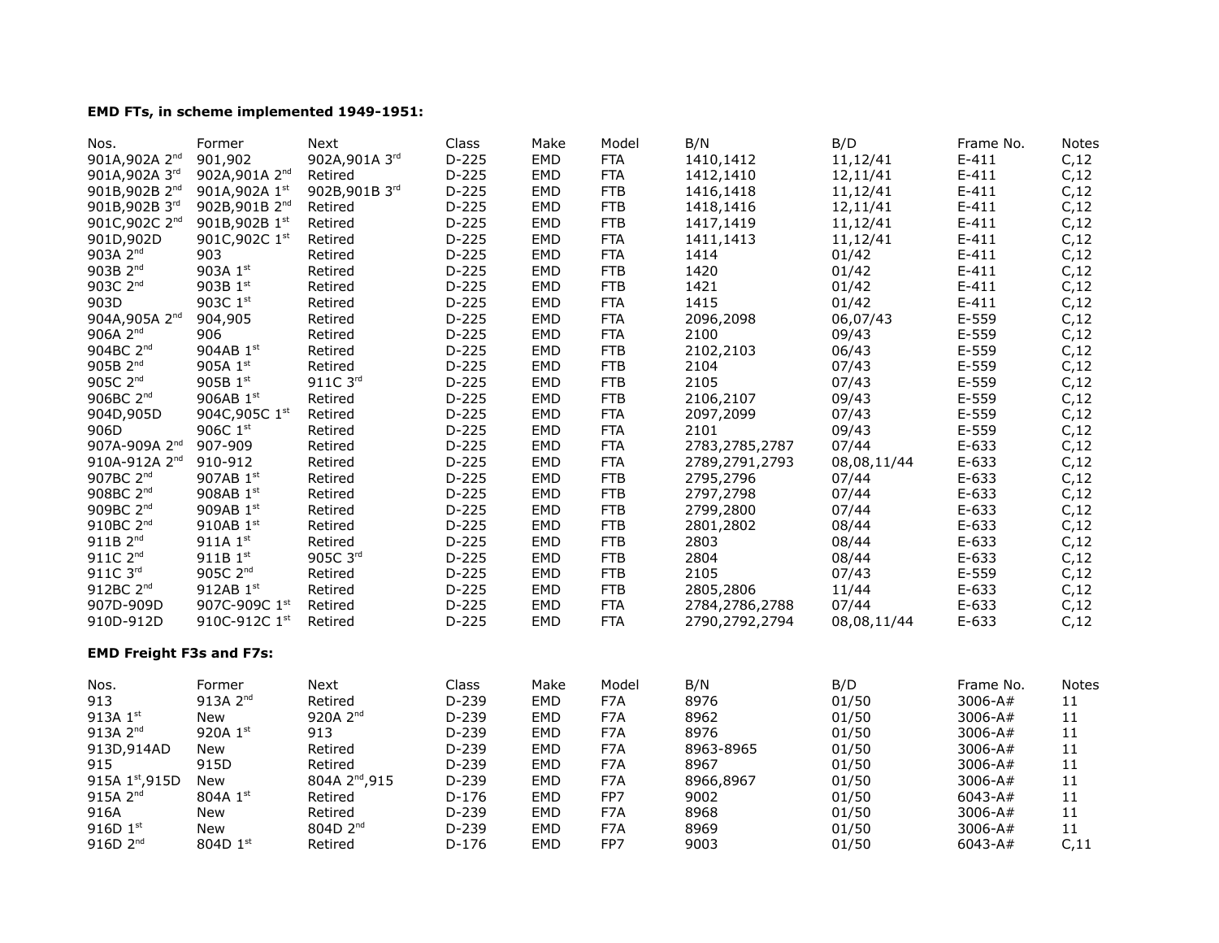**EMD FTs, in scheme implemented 1949-1951:**

| Nos. | Former | Next | Class | Make | Model | B/N | B/D | Frame No. | Notes |
|---|---|---|---|---|---|---|---|---|---|
| 901A,902A 2nd | 901,902 | 902A,901A 3rd | D-225 | EMD | FTA | 1410,1412 | 11,12/41 | E-411 | C,12 |
| 901A,902A 3rd | 902A,901A 2nd | Retired | D-225 | EMD | FTA | 1412,1410 | 12,11/41 | E-411 | C,12 |
| 901B,902B 2nd | 901A,902A 1st | 902B,901B 3rd | D-225 | EMD | FTB | 1416,1418 | 11,12/41 | E-411 | C,12 |
| 901B,902B 3rd | 902B,901B 2nd | Retired | D-225 | EMD | FTB | 1418,1416 | 12,11/41 | E-411 | C,12 |
| 901C,902C 2nd | 901B,902B 1st | Retired | D-225 | EMD | FTB | 1417,1419 | 11,12/41 | E-411 | C,12 |
| 901D,902D | 901C,902C 1st | Retired | D-225 | EMD | FTA | 1411,1413 | 11,12/41 | E-411 | C,12 |
| 903A 2nd | 903 | Retired | D-225 | EMD | FTA | 1414 | 01/42 | E-411 | C,12 |
| 903B 2nd | 903A 1st | Retired | D-225 | EMD | FTB | 1420 | 01/42 | E-411 | C,12 |
| 903C 2nd | 903B 1st | Retired | D-225 | EMD | FTB | 1421 | 01/42 | E-411 | C,12 |
| 903D | 903C 1st | Retired | D-225 | EMD | FTA | 1415 | 01/42 | E-411 | C,12 |
| 904A,905A 2nd | 904,905 | Retired | D-225 | EMD | FTA | 2096,2098 | 06,07/43 | E-559 | C,12 |
| 906A 2nd | 906 | Retired | D-225 | EMD | FTA | 2100 | 09/43 | E-559 | C,12 |
| 904BC 2nd | 904AB 1st | Retired | D-225 | EMD | FTB | 2102,2103 | 06/43 | E-559 | C,12 |
| 905B 2nd | 905A 1st | Retired | D-225 | EMD | FTB | 2104 | 07/43 | E-559 | C,12 |
| 905C 2nd | 905B 1st | 911C 3rd | D-225 | EMD | FTB | 2105 | 07/43 | E-559 | C,12 |
| 906BC 2nd | 906AB 1st | Retired | D-225 | EMD | FTB | 2106,2107 | 09/43 | E-559 | C,12 |
| 904D,905D | 904C,905C 1st | Retired | D-225 | EMD | FTA | 2097,2099 | 07/43 | E-559 | C,12 |
| 906D | 906C 1st | Retired | D-225 | EMD | FTA | 2101 | 09/43 | E-559 | C,12 |
| 907A-909A 2nd | 907-909 | Retired | D-225 | EMD | FTA | 2783,2785,2787 | 07/44 | E-633 | C,12 |
| 910A-912A 2nd | 910-912 | Retired | D-225 | EMD | FTA | 2789,2791,2793 | 08,08,11/44 | E-633 | C,12 |
| 907BC 2nd | 907AB 1st | Retired | D-225 | EMD | FTB | 2795,2796 | 07/44 | E-633 | C,12 |
| 908BC 2nd | 908AB 1st | Retired | D-225 | EMD | FTB | 2797,2798 | 07/44 | E-633 | C,12 |
| 909BC 2nd | 909AB 1st | Retired | D-225 | EMD | FTB | 2799,2800 | 07/44 | E-633 | C,12 |
| 910BC 2nd | 910AB 1st | Retired | D-225 | EMD | FTB | 2801,2802 | 08/44 | E-633 | C,12 |
| 911B 2nd | 911A 1st | Retired | D-225 | EMD | FTB | 2803 | 08/44 | E-633 | C,12 |
| 911C 2nd | 911B 1st | 905C 3rd | D-225 | EMD | FTB | 2804 | 08/44 | E-633 | C,12 |
| 911C 3rd | 905C 2nd | Retired | D-225 | EMD | FTB | 2105 | 07/43 | E-559 | C,12 |
| 912BC 2nd | 912AB 1st | Retired | D-225 | EMD | FTB | 2805,2806 | 11/44 | E-633 | C,12 |
| 907D-909D | 907C-909C 1st | Retired | D-225 | EMD | FTA | 2784,2786,2788 | 07/44 | E-633 | C,12 |
| 910D-912D | 910C-912C 1st | Retired | D-225 | EMD | FTA | 2790,2792,2794 | 08,08,11/44 | E-633 | C,12 |

**EMD Freight F3s and F7s:**

| Nos. | Former | Next | Class | Make | Model | B/N | B/D | Frame No. | Notes |
|---|---|---|---|---|---|---|---|---|---|
| 913 | 913A 2nd | Retired | D-239 | EMD | F7A | 8976 | 01/50 | 3006-A# | 11 |
| 913A 1st | New | 920A 2nd | D-239 | EMD | F7A | 8962 | 01/50 | 3006-A# | 11 |
| 913A 2nd | 920A 1st | 913 | D-239 | EMD | F7A | 8976 | 01/50 | 3006-A# | 11 |
| 913D,914AD | New | Retired | D-239 | EMD | F7A | 8963-8965 | 01/50 | 3006-A# | 11 |
| 915 | 915D | Retired | D-239 | EMD | F7A | 8967 | 01/50 | 3006-A# | 11 |
| 915A 1st,915D | New | 804A 2nd,915 | D-239 | EMD | F7A | 8966,8967 | 01/50 | 3006-A# | 11 |
| 915A 2nd | 804A 1st | Retired | D-176 | EMD | FP7 | 9002 | 01/50 | 6043-A# | 11 |
| 916A | New | Retired | D-239 | EMD | F7A | 8968 | 01/50 | 3006-A# | 11 |
| 916D 1st | New | 804D 2nd | D-239 | EMD | F7A | 8969 | 01/50 | 3006-A# | 11 |
| 916D 2nd | 804D 1st | Retired | D-176 | EMD | FP7 | 9003 | 01/50 | 6043-A# | C,11 |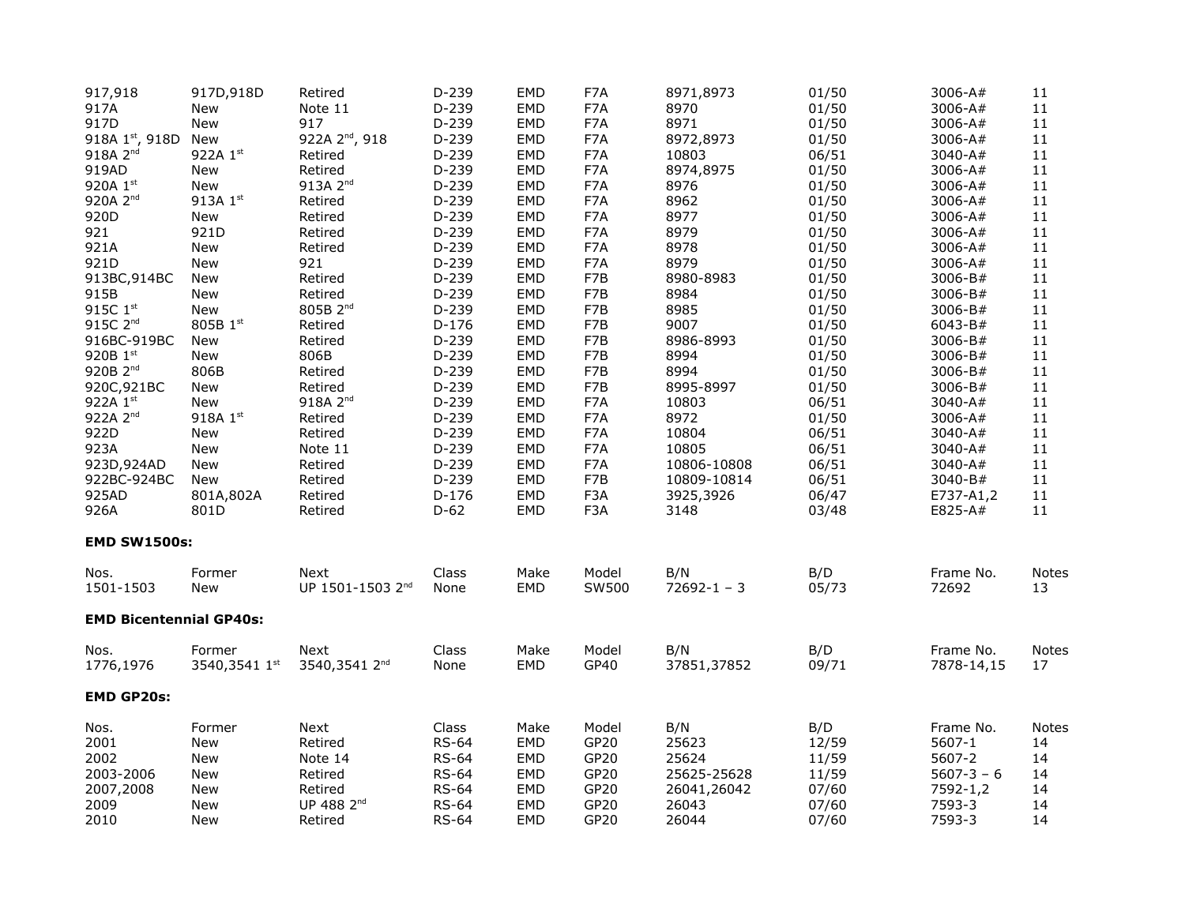| | | | | | | | | | |
|---|---|---|---|---|---|---|---|---|---|
| 917,918 | 917D,918D | Retired | D-239 | EMD | F7A | 8971,8973 | 01/50 | 3006-A# | 11 |
| 917A | New | Note 11 | D-239 | EMD | F7A | 8970 | 01/50 | 3006-A# | 11 |
| 917D | New | 917 | D-239 | EMD | F7A | 8971 | 01/50 | 3006-A# | 11 |
| 918A 1st, 918D | New | 922A 2nd, 918 | D-239 | EMD | F7A | 8972,8973 | 01/50 | 3006-A# | 11 |
| 918A 2nd | 922A 1st | Retired | D-239 | EMD | F7A | 10803 | 06/51 | 3040-A# | 11 |
| 919AD | New | Retired | D-239 | EMD | F7A | 8974,8975 | 01/50 | 3006-A# | 11 |
| 920A 1st | New | 913A 2nd | D-239 | EMD | F7A | 8976 | 01/50 | 3006-A# | 11 |
| 920A 2nd | 913A 1st | Retired | D-239 | EMD | F7A | 8962 | 01/50 | 3006-A# | 11 |
| 920D | New | Retired | D-239 | EMD | F7A | 8977 | 01/50 | 3006-A# | 11 |
| 921 | 921D | Retired | D-239 | EMD | F7A | 8979 | 01/50 | 3006-A# | 11 |
| 921A | New | Retired | D-239 | EMD | F7A | 8978 | 01/50 | 3006-A# | 11 |
| 921D | New | 921 | D-239 | EMD | F7A | 8979 | 01/50 | 3006-A# | 11 |
| 913BC,914BC | New | Retired | D-239 | EMD | F7B | 8980-8983 | 01/50 | 3006-B# | 11 |
| 915B | New | Retired | D-239 | EMD | F7B | 8984 | 01/50 | 3006-B# | 11 |
| 915C 1st | New | 805B 2nd | D-239 | EMD | F7B | 8985 | 01/50 | 3006-B# | 11 |
| 915C 2nd | 805B 1st | Retired | D-176 | EMD | F7B | 9007 | 01/50 | 6043-B# | 11 |
| 916BC-919BC | New | Retired | D-239 | EMD | F7B | 8986-8993 | 01/50 | 3006-B# | 11 |
| 920B 1st | New | 806B | D-239 | EMD | F7B | 8994 | 01/50 | 3006-B# | 11 |
| 920B 2nd | 806B | Retired | D-239 | EMD | F7B | 8994 | 01/50 | 3006-B# | 11 |
| 920C,921BC | New | Retired | D-239 | EMD | F7B | 8995-8997 | 01/50 | 3006-B# | 11 |
| 922A 1st | New | 918A 2nd | D-239 | EMD | F7A | 10803 | 06/51 | 3040-A# | 11 |
| 922A 2nd | 918A 1st | Retired | D-239 | EMD | F7A | 8972 | 01/50 | 3006-A# | 11 |
| 922D | New | Retired | D-239 | EMD | F7A | 10804 | 06/51 | 3040-A# | 11 |
| 923A | New | Note 11 | D-239 | EMD | F7A | 10805 | 06/51 | 3040-A# | 11 |
| 923D,924AD | New | Retired | D-239 | EMD | F7A | 10806-10808 | 06/51 | 3040-A# | 11 |
| 922BC-924BC | New | Retired | D-239 | EMD | F7B | 10809-10814 | 06/51 | 3040-B# | 11 |
| 925AD | 801A,802A | Retired | D-176 | EMD | F3A | 3925,3926 | 06/47 | E737-A1,2 | 11 |
| 926A | 801D | Retired | D-62 | EMD | F3A | 3148 | 03/48 | E825-A# | 11 |

**EMD SW1500s:**

| Nos. | Former | Next | Class | Make | Model | B/N | B/D | Frame No. | Notes |
|---|---|---|---|---|---|---|---|---|---|
| 1501-1503 | New | UP 1501-1503 2nd | None | EMD | SW500 | 72692-1 – 3 | 05/73 | 72692 | 13 |

**EMD Bicentennial GP40s:**

| Nos. | Former | Next | Class | Make | Model | B/N | B/D | Frame No. | Notes |
|---|---|---|---|---|---|---|---|---|---|
| 1776,1976 | 3540,3541 1st | 3540,3541 2nd | None | EMD | GP40 | 37851,37852 | 09/71 | 7878-14,15 | 17 |

**EMD GP20s:**

| Nos. | Former | Next | Class | Make | Model | B/N | B/D | Frame No. | Notes |
|---|---|---|---|---|---|---|---|---|---|
| 2001 | New | Retired | RS-64 | EMD | GP20 | 25623 | 12/59 | 5607-1 | 14 |
| 2002 | New | Note 14 | RS-64 | EMD | GP20 | 25624 | 11/59 | 5607-2 | 14 |
| 2003-2006 | New | Retired | RS-64 | EMD | GP20 | 25625-25628 | 11/59 | 5607-3 – 6 | 14 |
| 2007,2008 | New | Retired | RS-64 | EMD | GP20 | 26041,26042 | 07/60 | 7592-1,2 | 14 |
| 2009 | New | UP 488 2nd | RS-64 | EMD | GP20 | 26043 | 07/60 | 7593-3 | 14 |
| 2010 | New | Retired | RS-64 | EMD | GP20 | 26044 | 07/60 | 7593-3 | 14 |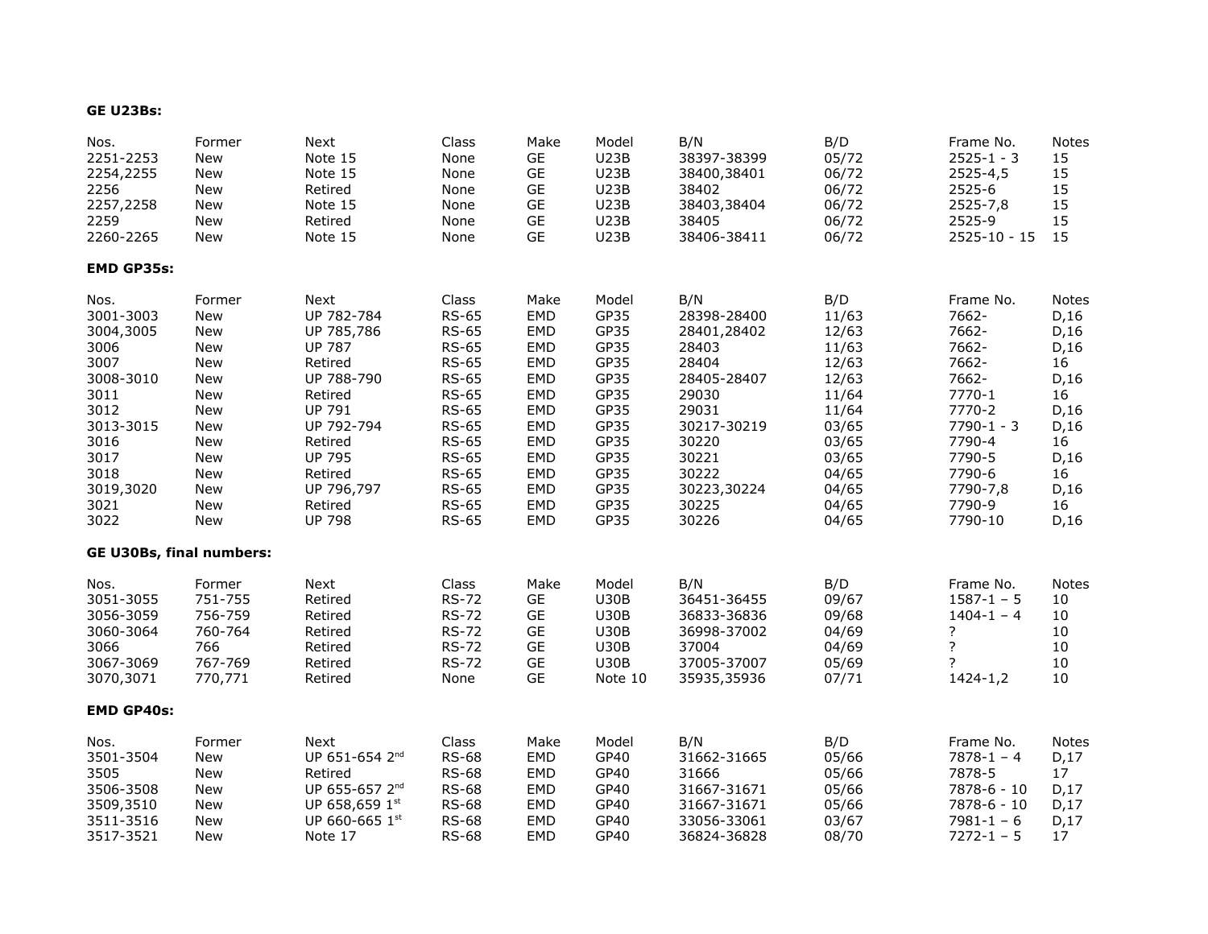**GE U23Bs:**

| Nos. | Former | Next | Class | Make | Model | B/N | B/D | Frame No. | Notes |
|---|---|---|---|---|---|---|---|---|---|
| 2251-2253 | New | Note 15 | None | GE | U23B | 38397-38399 | 05/72 | 2525-1 - 3 | 15 |
| 2254,2255 | New | Note 15 | None | GE | U23B | 38400,38401 | 06/72 | 2525-4,5 | 15 |
| 2256 | New | Retired | None | GE | U23B | 38402 | 06/72 | 2525-6 | 15 |
| 2257,2258 | New | Note 15 | None | GE | U23B | 38403,38404 | 06/72 | 2525-7,8 | 15 |
| 2259 | New | Retired | None | GE | U23B | 38405 | 06/72 | 2525-9 | 15 |
| 2260-2265 | New | Note 15 | None | GE | U23B | 38406-38411 | 06/72 | 2525-10 - 15 | 15 |

**EMD GP35s:**

| Nos. | Former | Next | Class | Make | Model | B/N | B/D | Frame No. | Notes |
|---|---|---|---|---|---|---|---|---|---|
| 3001-3003 | New | UP 782-784 | RS-65 | EMD | GP35 | 28398-28400 | 11/63 | 7662- | D,16 |
| 3004,3005 | New | UP 785,786 | RS-65 | EMD | GP35 | 28401,28402 | 12/63 | 7662- | D,16 |
| 3006 | New | UP 787 | RS-65 | EMD | GP35 | 28403 | 11/63 | 7662- | D,16 |
| 3007 | New | Retired | RS-65 | EMD | GP35 | 28404 | 12/63 | 7662- | 16 |
| 3008-3010 | New | UP 788-790 | RS-65 | EMD | GP35 | 28405-28407 | 12/63 | 7662- | D,16 |
| 3011 | New | Retired | RS-65 | EMD | GP35 | 29030 | 11/64 | 7770-1 | 16 |
| 3012 | New | UP 791 | RS-65 | EMD | GP35 | 29031 | 11/64 | 7770-2 | D,16 |
| 3013-3015 | New | UP 792-794 | RS-65 | EMD | GP35 | 30217-30219 | 03/65 | 7790-1 - 3 | D,16 |
| 3016 | New | Retired | RS-65 | EMD | GP35 | 30220 | 03/65 | 7790-4 | 16 |
| 3017 | New | UP 795 | RS-65 | EMD | GP35 | 30221 | 03/65 | 7790-5 | D,16 |
| 3018 | New | Retired | RS-65 | EMD | GP35 | 30222 | 04/65 | 7790-6 | 16 |
| 3019,3020 | New | UP 796,797 | RS-65 | EMD | GP35 | 30223,30224 | 04/65 | 7790-7,8 | D,16 |
| 3021 | New | Retired | RS-65 | EMD | GP35 | 30225 | 04/65 | 7790-9 | 16 |
| 3022 | New | UP 798 | RS-65 | EMD | GP35 | 30226 | 04/65 | 7790-10 | D,16 |

**GE U30Bs, final numbers:**

| Nos. | Former | Next | Class | Make | Model | B/N | B/D | Frame No. | Notes |
|---|---|---|---|---|---|---|---|---|---|
| 3051-3055 | 751-755 | Retired | RS-72 | GE | U30B | 36451-36455 | 09/67 | 1587-1 – 5 | 10 |
| 3056-3059 | 756-759 | Retired | RS-72 | GE | U30B | 36833-36836 | 09/68 | 1404-1 – 4 | 10 |
| 3060-3064 | 760-764 | Retired | RS-72 | GE | U30B | 36998-37002 | 04/69 | ? | 10 |
| 3066 | 766 | Retired | RS-72 | GE | U30B | 37004 | 04/69 | ? | 10 |
| 3067-3069 | 767-769 | Retired | RS-72 | GE | U30B | 37005-37007 | 05/69 | ? | 10 |
| 3070,3071 | 770,771 | Retired | None | GE | Note 10 | 35935,35936 | 07/71 | 1424-1,2 | 10 |

**EMD GP40s:**

| Nos. | Former | Next | Class | Make | Model | B/N | B/D | Frame No. | Notes |
|---|---|---|---|---|---|---|---|---|---|
| 3501-3504 | New | UP 651-654 2nd | RS-68 | EMD | GP40 | 31662-31665 | 05/66 | 7878-1 – 4 | D,17 |
| 3505 | New | Retired | RS-68 | EMD | GP40 | 31666 | 05/66 | 7878-5 | 17 |
| 3506-3508 | New | UP 655-657 2nd | RS-68 | EMD | GP40 | 31667-31671 | 05/66 | 7878-6 - 10 | D,17 |
| 3509,3510 | New | UP 658,659 1st | RS-68 | EMD | GP40 | 31667-31671 | 05/66 | 7878-6 - 10 | D,17 |
| 3511-3516 | New | UP 660-665 1st | RS-68 | EMD | GP40 | 33056-33061 | 03/67 | 7981-1 – 6 | D,17 |
| 3517-3521 | New | Note 17 | RS-68 | EMD | GP40 | 36824-36828 | 08/70 | 7272-1 – 5 | 17 |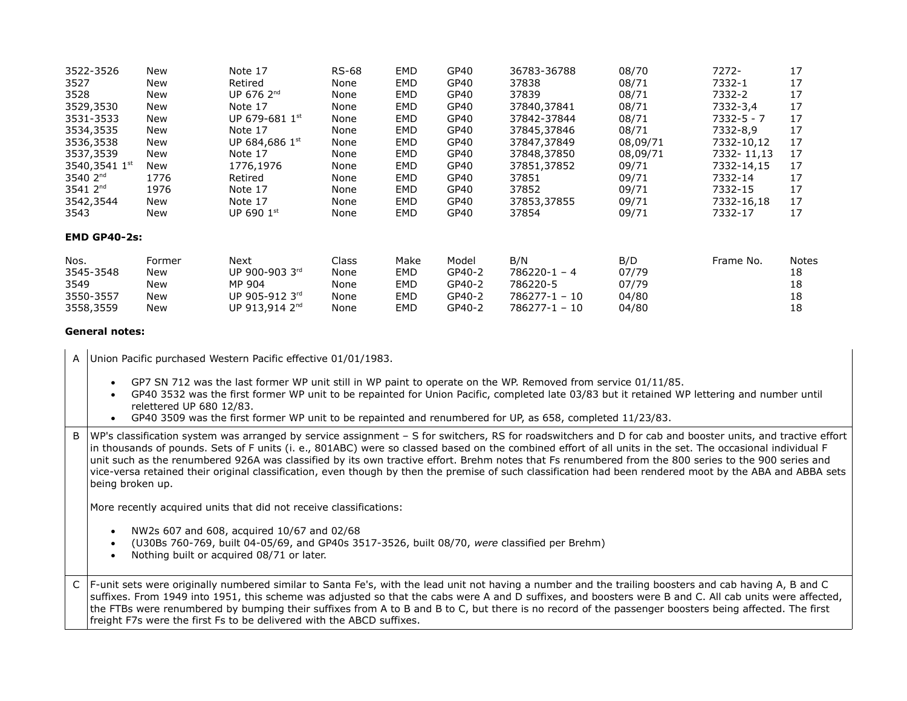| | | | | | | | | | |
|---|---|---|---|---|---|---|---|---|---|
| 3522-3526 | New | Note 17 | RS-68 | EMD | GP40 | 36783-36788 | 08/70 | 7272- | 17 |
| 3527 | New | Retired | None | EMD | GP40 | 37838 | 08/71 | 7332-1 | 17 |
| 3528 | New | UP 676 2nd | None | EMD | GP40 | 37839 | 08/71 | 7332-2 | 17 |
| 3529,3530 | New | Note 17 | None | EMD | GP40 | 37840,37841 | 08/71 | 7332-3,4 | 17 |
| 3531-3533 | New | UP 679-681 1st | None | EMD | GP40 | 37842-37844 | 08/71 | 7332-5 - 7 | 17 |
| 3534,3535 | New | Note 17 | None | EMD | GP40 | 37845,37846 | 08/71 | 7332-8,9 | 17 |
| 3536,3538 | New | UP 684,686 1st | None | EMD | GP40 | 37847,37849 | 08,09/71 | 7332-10,12 | 17 |
| 3537,3539 | New | Note 17 | None | EMD | GP40 | 37848,37850 | 08,09/71 | 7332- 11,13 | 17 |
| 3540,3541 1st | New | 1776,1976 | None | EMD | GP40 | 37851,37852 | 09/71 | 7332-14,15 | 17 |
| 3540 2nd | 1776 | Retired | None | EMD | GP40 | 37851 | 09/71 | 7332-14 | 17 |
| 3541 2nd | 1976 | Note 17 | None | EMD | GP40 | 37852 | 09/71 | 7332-15 | 17 |
| 3542,3544 | New | Note 17 | None | EMD | GP40 | 37853,37855 | 09/71 | 7332-16,18 | 17 |
| 3543 | New | UP 690 1st | None | EMD | GP40 | 37854 | 09/71 | 7332-17 | 17 |

**EMD GP40-2s:**

| Nos. | Former | Next | Class | Make | Model | B/N | B/D | Frame No. | Notes |
|---|---|---|---|---|---|---|---|---|---|
| 3545-3548 | New | UP 900-903 3rd | None | EMD | GP40-2 | 786220-1 – 4 | 07/79 | | 18 |
| 3549 | New | MP 904 | None | EMD | GP40-2 | 786220-5 | 07/79 | | 18 |
| 3550-3557 | New | UP 905-912 3rd | None | EMD | GP40-2 | 786277-1 – 10 | 04/80 | | 18 |
| 3558,3559 | New | UP 913,914 2nd | None | EMD | GP40-2 | 786277-1 – 10 | 04/80 | | 18 |

**General notes:**

| | |
|---|---|
| A | Union Pacific purchased Western Pacific effective 01/01/1983.<br><br>• GP7 SN 712 was the last former WP unit still in WP paint to operate on the WP. Removed from service 01/11/85.<br>• GP40 3532 was the first former WP unit to be repainted for Union Pacific, completed late 03/83 but it retained WP lettering and number until relettered UP 680 12/83.<br>• GP40 3509 was the first former WP unit to be repainted and renumbered for UP, as 658, completed 11/23/83. |
| B | WP's classification system was arranged by service assignment – S for switchers, RS for roadswitchers and D for cab and booster units, and tractive effort in thousands of pounds. Sets of F units (i. e., 801ABC) were so classed based on the combined effort of all units in the set. The occasional individual F unit such as the renumbered 926A was classified by its own tractive effort. Brehm notes that Fs renumbered from the 800 series to the 900 series and vice-versa retained their original classification, even though by then the premise of such classification had been rendered moot by the ABA and ABBA sets being broken up.<br><br>More recently acquired units that did not receive classifications:<br><br>• NW2s 607 and 608, acquired 10/67 and 02/68<br>• (U30Bs 760-769, built 04-05/69, and GP40s 3517-3526, built 08/70, *were* classified per Brehm)<br>• Nothing built or acquired 08/71 or later. |
| C | F-unit sets were originally numbered similar to Santa Fe's, with the lead unit not having a number and the trailing boosters and cab having A, B and C suffixes. From 1949 into 1951, this scheme was adjusted so that the cabs were A and D suffixes, and boosters were B and C. All cab units were affected, the FTBs were renumbered by bumping their suffixes from A to B and B to C, but there is no record of the passenger boosters being affected. The first freight F7s were the first Fs to be delivered with the ABCD suffixes. |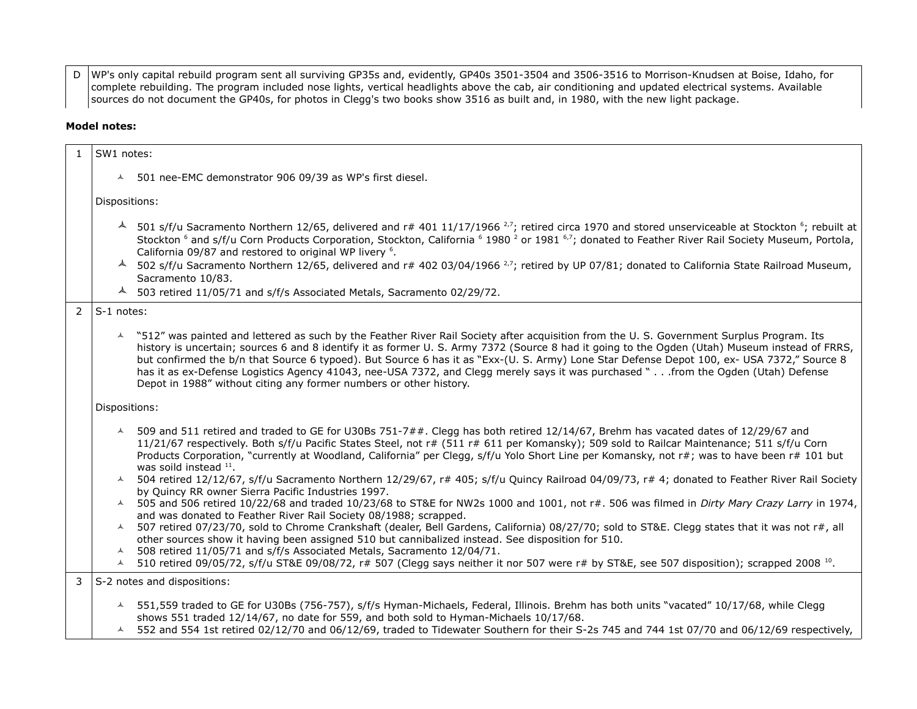| D | WP's only capital rebuild program sent all surviving GP35s and, evidently, GP40s 3501-3504 and 3506-3516 to Morrison-Knudsen at Boise, Idaho, for complete rebuilding. The program included nose lights, vertical headlights above the cab, air conditioning and updated electrical systems. Available sources do not document the GP40s, for photos in Clegg's two books show 3516 as built and, in 1980, with the new light package. |
|---|---|

**Model notes:**

| | |
|---|---|
| 1 | SW1 notes:<br><br>- 501 nee-EMC demonstrator 906 09/39 as WP's first diesel.<br><br>Dispositions:<br><br>- 501 s/f/u Sacramento Northern 12/65, delivered and r# 401 11/17/1966 [2,7]; retired circa 1970 and stored unserviceable at Stockton [6]; rebuilt at Stockton [6] and s/f/u Corn Products Corporation, Stockton, California [6] 1980 [2] or 1981 [6,7]; donated to Feather River Rail Society Museum, Portola, California 09/87 and restored to original WP livery [6].<br>- 502 s/f/u Sacramento Northern 12/65, delivered and r# 402 03/04/1966 [2,7]; retired by UP 07/81; donated to California State Railroad Museum, Sacramento 10/83.<br>- 503 retired 11/05/71 and s/f/s Associated Metals, Sacramento 02/29/72. |
| 2 | S-1 notes:<br><br>- "512" was painted and lettered as such by the Feather River Rail Society after acquisition from the U. S. Government Surplus Program. Its history is uncertain; sources 6 and 8 identify it as former U. S. Army 7372 (Source 8 had it going to the Ogden (Utah) Museum instead of FRRS, but confirmed the b/n that Source 6 typoed). But Source 6 has it as "Exx-(U. S. Army) Lone Star Defense Depot 100, ex- USA 7372," Source 8 has it as ex-Defense Logistics Agency 41043, nee-USA 7372, and Clegg merely says it was purchased " . . .from the Ogden (Utah) Defense Depot in 1988" without citing any former numbers or other history.<br><br>Dispositions:<br><br>- 509 and 511 retired and traded to GE for U30Bs 751-7##. Clegg has both retired 12/14/67, Brehm has vacated dates of 12/29/67 and 11/21/67 respectively. Both s/f/u Pacific States Steel, not r# (511 r# 611 per Komansky); 509 sold to Railcar Maintenance; 511 s/f/u Corn Products Corporation, "currently at Woodland, California" per Clegg, s/f/u Yolo Short Line per Komansky, not r#; was to have been r# 101 but was soild instead [11].<br>- 504 retired 12/12/67, s/f/u Sacramento Northern 12/29/67, r# 405; s/f/u Quincy Railroad 04/09/73, r# 4; donated to Feather River Rail Society by Quincy RR owner Sierra Pacific Industries 1997.<br>- 505 and 506 retired 10/22/68 and traded 10/23/68 to ST&E for NW2s 1000 and 1001, not r#. 506 was filmed in *Dirty Mary Crazy Larry* in 1974, and was donated to Feather River Rail Society 08/1988; scrapped.<br>- 507 retired 07/23/70, sold to Chrome Crankshaft (dealer, Bell Gardens, California) 08/27/70; sold to ST&E. Clegg states that it was not r#, all other sources show it having been assigned 510 but cannibalized instead. See disposition for 510.<br>- 508 retired 11/05/71 and s/f/s Associated Metals, Sacramento 12/04/71.<br>- 510 retired 09/05/72, s/f/u ST&E 09/08/72, r# 507 (Clegg says neither it nor 507 were r# by ST&E, see 507 disposition); scrapped 2008 [10]. |
| 3 | S-2 notes and dispositions:<br><br>- 551,559 traded to GE for U30Bs (756-757), s/f/s Hyman-Michaels, Federal, Illinois. Brehm has both units "vacated" 10/17/68, while Clegg shows 551 traded 12/14/67, no date for 559, and both sold to Hyman-Michaels 10/17/68.<br>- 552 and 554 1st retired 02/12/70 and 06/12/69, traded to Tidewater Southern for their S-2s 745 and 744 1st 07/70 and 06/12/69 respectively, |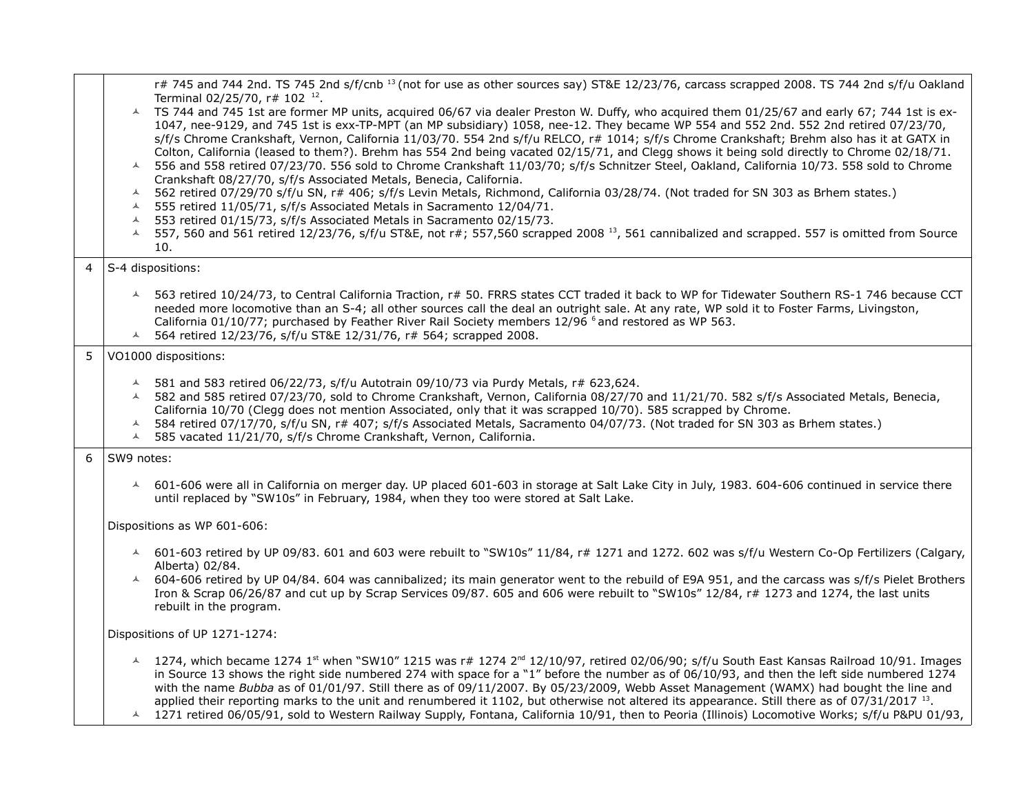| | |
|---|---|
| | r# 745 and 744 2nd. TS 745 2nd s/f/cnb [13] (not for use as other sources say) ST&E 12/23/76, carcass scrapped 2008. TS 744 2nd s/f/u Oakland Terminal 02/25/70, r# 102 [12].<br>- TS 744 and 745 1st are former MP units, acquired 06/67 via dealer Preston W. Duffy, who acquired them 01/25/67 and early 67; 744 1st is ex-1047, nee-9129, and 745 1st is exx-TP-MPT (an MP subsidiary) 1058, nee-12. They became WP 554 and 552 2nd. 552 2nd retired 07/23/70, s/f/s Chrome Crankshaft, Vernon, California 11/03/70. 554 2nd s/f/u RELCO, r# 1014; s/f/s Chrome Crankshaft; Brehm also has it at GATX in Colton, California (leased to them?). Brehm has 554 2nd being vacated 02/15/71, and Clegg shows it being sold directly to Chrome 02/18/71.<br>- 556 and 558 retired 07/23/70. 556 sold to Chrome Crankshaft 11/03/70; s/f/s Schnitzer Steel, Oakland, California 10/73. 558 sold to Chrome Crankshaft 08/27/70, s/f/s Associated Metals, Benecia, California.<br>- 562 retired 07/29/70 s/f/u SN, r# 406; s/f/s Levin Metals, Richmond, California 03/28/74. (Not traded for SN 303 as Brhem states.)<br>- 555 retired 11/05/71, s/f/s Associated Metals in Sacramento 12/04/71.<br>- 553 retired 01/15/73, s/f/s Associated Metals in Sacramento 02/15/73.<br>- 557, 560 and 561 retired 12/23/76, s/f/u ST&E, not r#; 557,560 scrapped 2008 [13], 561 cannibalized and scrapped. 557 is omitted from Source 10. |
| 4 | S-4 dispositions:<br><br>- 563 retired 10/24/73, to Central California Traction, r# 50. FRRS states CCT traded it back to WP for Tidewater Southern RS-1 746 because CCT needed more locomotive than an S-4; all other sources call the deal an outright sale. At any rate, WP sold it to Foster Farms, Livingston, California 01/10/77; purchased by Feather River Rail Society members 12/96 [6] and restored as WP 563.<br>- 564 retired 12/23/76, s/f/u ST&E 12/31/76, r# 564; scrapped 2008. |
| 5 | VO1000 dispositions:<br><br>- 581 and 583 retired 06/22/73, s/f/u Autotrain 09/10/73 via Purdy Metals, r# 623,624.<br>- 582 and 585 retired 07/23/70, sold to Chrome Crankshaft, Vernon, California 08/27/70 and 11/21/70. 582 s/f/s Associated Metals, Benecia, California 10/70 (Clegg does not mention Associated, only that it was scrapped 10/70). 585 scrapped by Chrome.<br>- 584 retired 07/17/70, s/f/u SN, r# 407; s/f/s Associated Metals, Sacramento 04/07/73. (Not traded for SN 303 as Brhem states.)<br>- 585 vacated 11/21/70, s/f/s Chrome Crankshaft, Vernon, California. |
| 6 | SW9 notes:<br><br>- 601-606 were all in California on merger day. UP placed 601-603 in storage at Salt Lake City in July, 1983. 604-606 continued in service there until replaced by "SW10s" in February, 1984, when they too were stored at Salt Lake.<br><br>Dispositions as WP 601-606:<br><br>- 601-603 retired by UP 09/83. 601 and 603 were rebuilt to "SW10s" 11/84, r# 1271 and 1272. 602 was s/f/u Western Co-Op Fertilizers (Calgary, Alberta) 02/84.<br>- 604-606 retired by UP 04/84. 604 was cannibalized; its main generator went to the rebuild of E9A 951, and the carcass was s/f/s Pielet Brothers Iron & Scrap 06/26/87 and cut up by Scrap Services 09/87. 605 and 606 were rebuilt to "SW10s" 12/84, r# 1273 and 1274, the last units rebuilt in the program.<br><br>Dispositions of UP 1271-1274:<br><br>- 1274, which became 1274 1st when "SW10" 1215 was r# 1274 2nd 12/10/97, retired 02/06/90; s/f/u South East Kansas Railroad 10/91. Images in Source 13 shows the right side numbered 274 with space for a "1" before the number as of 06/10/93, and then the left side numbered 1274 with the name *Bubba* as of 01/01/97. Still there as of 09/11/2007. By 05/23/2009, Webb Asset Management (WAMX) had bought the line and applied their reporting marks to the unit and renumbered it 1102, but otherwise not altered its appearance. Still there as of 07/31/2017 [13].<br>- 1271 retired 06/05/91, sold to Western Railway Supply, Fontana, California 10/91, then to Peoria (Illinois) Locomotive Works; s/f/u P&PU 01/93, |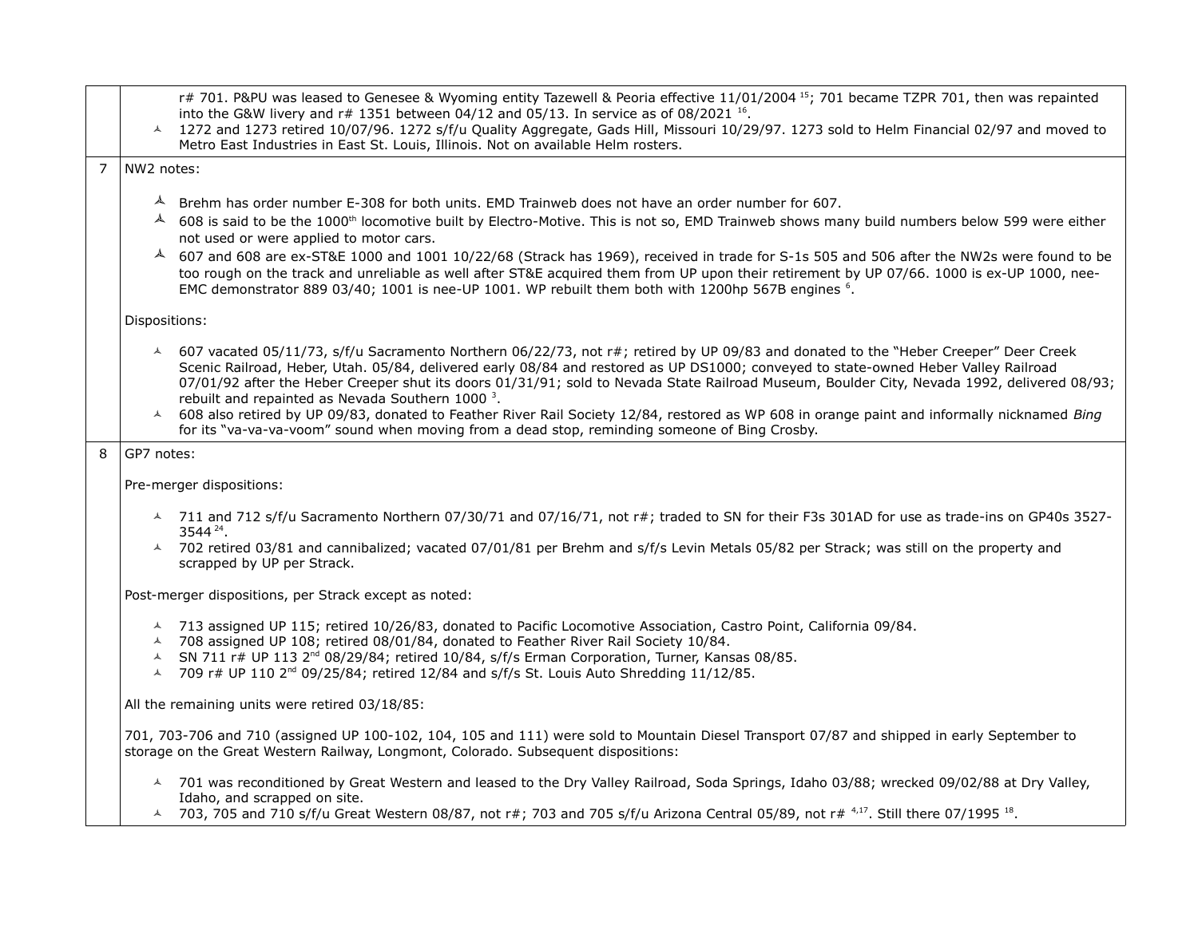| | |
|---|---|
| | r# 701. P&PU was leased to Genesee & Wyoming entity Tazewell & Peoria effective 11/01/2004 [15]; 701 became TZPR 701, then was repainted into the G&W livery and r# 1351 between 04/12 and 05/13. In service as of 08/2021 [16].<br>- 1272 and 1273 retired 10/07/96. 1272 s/f/u Quality Aggregate, Gads Hill, Missouri 10/29/97. 1273 sold to Helm Financial 02/97 and moved to Metro East Industries in East St. Louis, Illinois. Not on available Helm rosters. |
| 7 | NW2 notes:<br><br>- Brehm has order number E-308 for both units. EMD Trainweb does not have an order number for 607.<br>- 608 is said to be the 1000th locomotive built by Electro-Motive. This is not so, EMD Trainweb shows many build numbers below 599 were either not used or were applied to motor cars.<br>- 607 and 608 are ex-ST&E 1000 and 1001 10/22/68 (Strack has 1969), received in trade for S-1s 505 and 506 after the NW2s were found to be too rough on the track and unreliable as well after ST&E acquired them from UP upon their retirement by UP 07/66. 1000 is ex-UP 1000, nee-EMC demonstrator 889 03/40; 1001 is nee-UP 1001. WP rebuilt them both with 1200hp 567B engines [6].<br><br>Dispositions:<br><br>- 607 vacated 05/11/73, s/f/u Sacramento Northern 06/22/73, not r#; retired by UP 09/83 and donated to the "Heber Creeper" Deer Creek Scenic Railroad, Heber, Utah. 05/84, delivered early 08/84 and restored as UP DS1000; conveyed to state-owned Heber Valley Railroad 07/01/92 after the Heber Creeper shut its doors 01/31/91; sold to Nevada State Railroad Museum, Boulder City, Nevada 1992, delivered 08/93; rebuilt and repainted as Nevada Southern 1000 [3].<br>- 608 also retired by UP 09/83, donated to Feather River Rail Society 12/84, restored as WP 608 in orange paint and informally nicknamed *Bing* for its "va-va-va-voom" sound when moving from a dead stop, reminding someone of Bing Crosby. |
| 8 | GP7 notes:<br><br>Pre-merger dispositions:<br><br>- 711 and 712 s/f/u Sacramento Northern 07/30/71 and 07/16/71, not r#; traded to SN for their F3s 301AD for use as trade-ins on GP40s 3527-3544 [24].<br>- 702 retired 03/81 and cannibalized; vacated 07/01/81 per Brehm and s/f/s Levin Metals 05/82 per Strack; was still on the property and scrapped by UP per Strack.<br><br>Post-merger dispositions, per Strack except as noted:<br><br>- 713 assigned UP 115; retired 10/26/83, donated to Pacific Locomotive Association, Castro Point, California 09/84.<br>- 708 assigned UP 108; retired 08/01/84, donated to Feather River Rail Society 10/84.<br>- SN 711 r# UP 113 2nd 08/29/84; retired 10/84, s/f/s Erman Corporation, Turner, Kansas 08/85.<br>- 709 r# UP 110 2nd 09/25/84; retired 12/84 and s/f/s St. Louis Auto Shredding 11/12/85.<br><br>All the remaining units were retired 03/18/85:<br><br>701, 703-706 and 710 (assigned UP 100-102, 104, 105 and 111) were sold to Mountain Diesel Transport 07/87 and shipped in early September to storage on the Great Western Railway, Longmont, Colorado. Subsequent dispositions:<br><br>- 701 was reconditioned by Great Western and leased to the Dry Valley Railroad, Soda Springs, Idaho 03/88; wrecked 09/02/88 at Dry Valley, Idaho, and scrapped on site.<br>- 703, 705 and 710 s/f/u Great Western 08/87, not r#; 703 and 705 s/f/u Arizona Central 05/89, not r# [4,17]. Still there 07/1995 [18]. |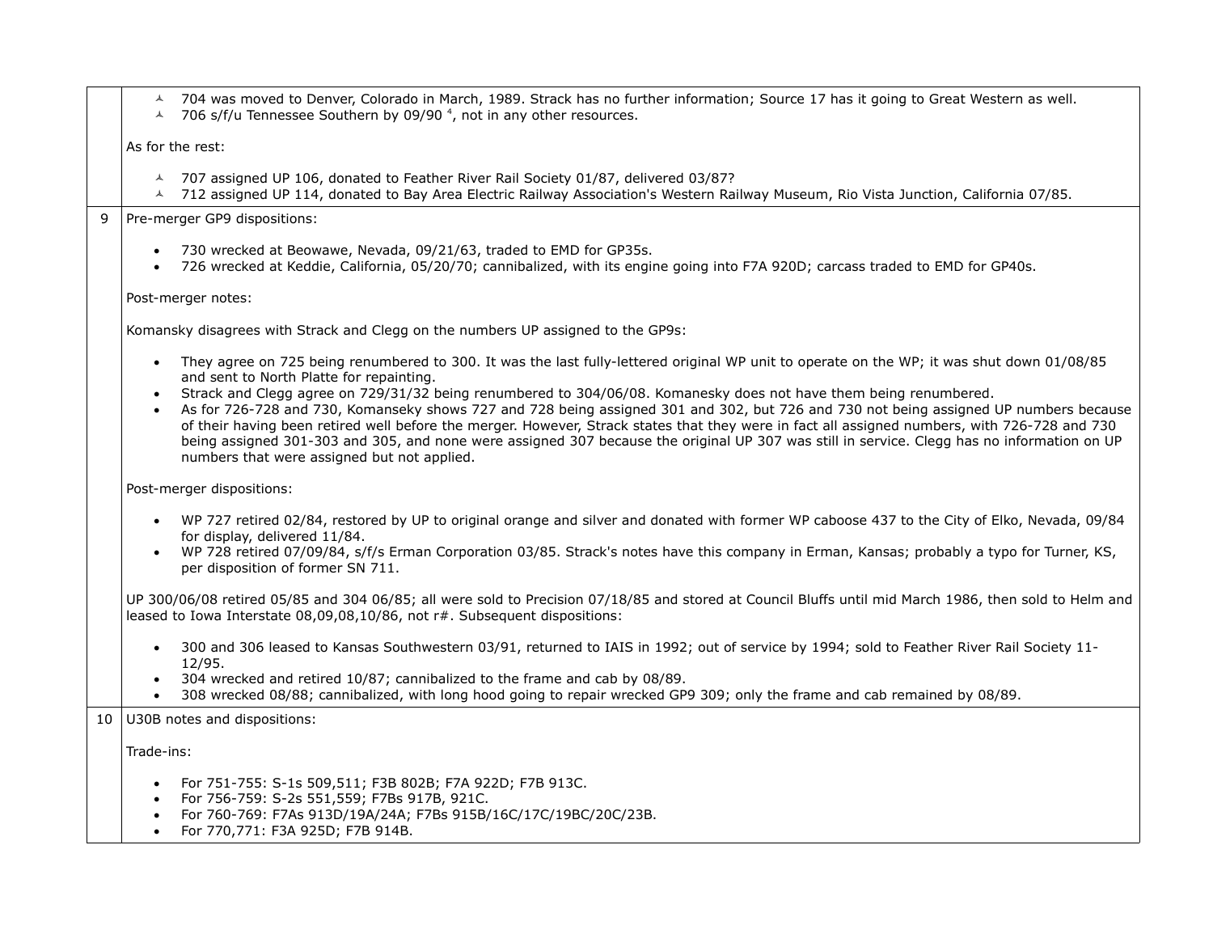| | |
|---|---|
| | ⅄ 704 was moved to Denver, Colorado in March, 1989. Strack has no further information; Source 17 has it going to Great Western as well.<br>⅄ 706 s/f/u Tennessee Southern by 09/90 [4], not in any other resources.<br><br>As for the rest:<br><br>⅄ 707 assigned UP 106, donated to Feather River Rail Society 01/87, delivered 03/87?<br>⅄ 712 assigned UP 114, donated to Bay Area Electric Railway Association's Western Railway Museum, Rio Vista Junction, California 07/85. |
| 9 | Pre-merger GP9 dispositions:<br><br>• 730 wrecked at Beowawe, Nevada, 09/21/63, traded to EMD for GP35s.<br>• 726 wrecked at Keddie, California, 05/20/70; cannibalized, with its engine going into F7A 920D; carcass traded to EMD for GP40s.<br><br>Post-merger notes:<br><br>Komansky disagrees with Strack and Clegg on the numbers UP assigned to the GP9s:<br><br>• They agree on 725 being renumbered to 300. It was the last fully-lettered original WP unit to operate on the WP; it was shut down 01/08/85 and sent to North Platte for repainting.<br>• Strack and Clegg agree on 729/31/32 being renumbered to 304/06/08. Komanesky does not have them being renumbered.<br>• As for 726-728 and 730, Komanseky shows 727 and 728 being assigned 301 and 302, but 726 and 730 not being assigned UP numbers because of their having been retired well before the merger. However, Strack states that they were in fact all assigned numbers, with 726-728 and 730 being assigned 301-303 and 305, and none were assigned 307 because the original UP 307 was still in service. Clegg has no information on UP numbers that were assigned but not applied.<br><br>Post-merger dispositions:<br><br>• WP 727 retired 02/84, restored by UP to original orange and silver and donated with former WP caboose 437 to the City of Elko, Nevada, 09/84 for display, delivered 11/84.<br>• WP 728 retired 07/09/84, s/f/s Erman Corporation 03/85. Strack's notes have this company in Erman, Kansas; probably a typo for Turner, KS, per disposition of former SN 711.<br><br>UP 300/06/08 retired 05/85 and 304 06/85; all were sold to Precision 07/18/85 and stored at Council Bluffs until mid March 1986, then sold to Helm and leased to Iowa Interstate 08,09,08,10/86, not r#. Subsequent dispositions:<br><br>• 300 and 306 leased to Kansas Southwestern 03/91, returned to IAIS in 1992; out of service by 1994; sold to Feather River Rail Society 11-12/95.<br>• 304 wrecked and retired 10/87; cannibalized to the frame and cab by 08/89.<br>• 308 wrecked 08/88; cannibalized, with long hood going to repair wrecked GP9 309; only the frame and cab remained by 08/89. |
| 10 | U30B notes and dispositions:<br><br>Trade-ins:<br><br>• For 751-755: S-1s 509,511; F3B 802B; F7A 922D; F7B 913C.<br>• For 756-759: S-2s 551,559; F7Bs 917B, 921C.<br>• For 760-769: F7As 913D/19A/24A; F7Bs 915B/16C/17C/19BC/20C/23B.<br>• For 770,771: F3A 925D; F7B 914B. |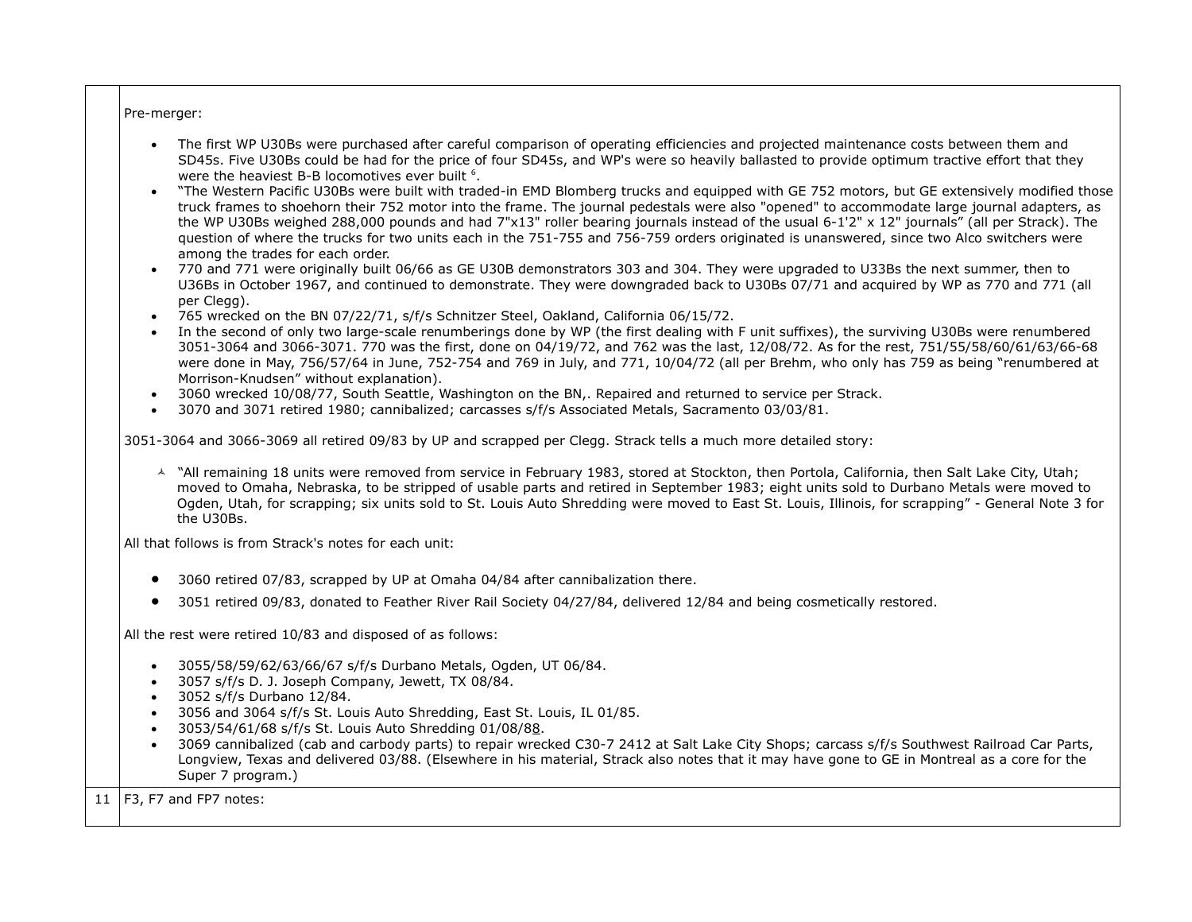| | |
|---|---|
| | Pre-merger:<br><br>- The first WP U30Bs were purchased after careful comparison of operating efficiencies and projected maintenance costs between them and SD45s. Five U30Bs could be had for the price of four SD45s, and WP's were so heavily ballasted to provide optimum tractive effort that they were the heaviest B-B locomotives ever built [6].<br>- "The Western Pacific U30Bs were built with traded-in EMD Blomberg trucks and equipped with GE 752 motors, but GE extensively modified those truck frames to shoehorn their 752 motor into the frame. The journal pedestals were also "opened" to accommodate large journal adapters, as the WP U30Bs weighed 288,000 pounds and had 7"x13" roller bearing journals instead of the usual 6-1'2" x 12" journals" (all per Strack). The question of where the trucks for two units each in the 751-755 and 756-759 orders originated is unanswered, since two Alco switchers were among the trades for each order.<br>- 770 and 771 were originally built 06/66 as GE U30B demonstrators 303 and 304. They were upgraded to U33Bs the next summer, then to U36Bs in October 1967, and continued to demonstrate. They were downgraded back to U30Bs 07/71 and acquired by WP as 770 and 771 (all per Clegg).<br>- 765 wrecked on the BN 07/22/71, s/f/s Schnitzer Steel, Oakland, California 06/15/72.<br>- In the second of only two large-scale renumberings done by WP (the first dealing with F unit suffixes), the surviving U30Bs were renumbered 3051-3064 and 3066-3071. 770 was the first, done on 04/19/72, and 762 was the last, 12/08/72. As for the rest, 751/55/58/60/61/63/66-68 were done in May, 756/57/64 in June, 752-754 and 769 in July, and 771, 10/04/72 (all per Brehm, who only has 759 as being "renumbered at Morrison-Knudsen" without explanation).<br>- 3060 wrecked 10/08/77, South Seattle, Washington on the BN,. Repaired and returned to service per Strack.<br>- 3070 and 3071 retired 1980; cannibalized; carcasses s/f/s Associated Metals, Sacramento 03/03/81.<br><br>3051-3064 and 3066-3069 all retired 09/83 by UP and scrapped per Clegg. Strack tells a much more detailed story:<br><br>- "All remaining 18 units were removed from service in February 1983, stored at Stockton, then Portola, California, then Salt Lake City, Utah; moved to Omaha, Nebraska, to be stripped of usable parts and retired in September 1983; eight units sold to Durbano Metals were moved to Ogden, Utah, for scrapping; six units sold to St. Louis Auto Shredding were moved to East St. Louis, Illinois, for scrapping" - General Note 3 for the U30Bs.<br><br>All that follows is from Strack's notes for each unit:<br><br>- 3060 retired 07/83, scrapped by UP at Omaha 04/84 after cannibalization there.<br>- 3051 retired 09/83, donated to Feather River Rail Society 04/27/84, delivered 12/84 and being cosmetically restored.<br><br>All the rest were retired 10/83 and disposed of as follows:<br><br>- 3055/58/59/62/63/66/67 s/f/s Durbano Metals, Ogden, UT 06/84.<br>- 3057 s/f/s D. J. Joseph Company, Jewett, TX 08/84.<br>- 3052 s/f/s Durbano 12/84.<br>- 3056 and 3064 s/f/s St. Louis Auto Shredding, East St. Louis, IL 01/85.<br>- 3053/54/61/68 s/f/s St. Louis Auto Shredding 01/08/88.<br>- 3069 cannibalized (cab and carbody parts) to repair wrecked C30-7 2412 at Salt Lake City Shops; carcass s/f/s Southwest Railroad Car Parts, Longview, Texas and delivered 03/88. (Elsewhere in his material, Strack also notes that it may have gone to GE in Montreal as a core for the Super 7 program.) |
| 11 | F3, F7 and FP7 notes: |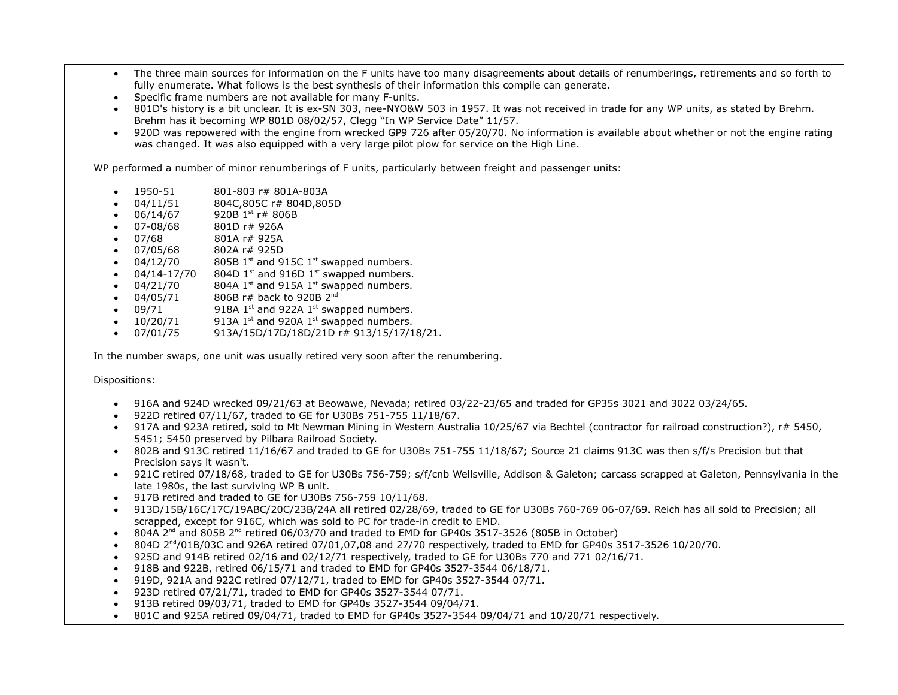- The three main sources for information on the F units have too many disagreements about details of renumberings, retirements and so forth to fully enumerate. What follows is the best synthesis of their information this compile can generate.
- Specific frame numbers are not available for many F-units.
- 801D's history is a bit unclear. It is ex-SN 303, nee-NYO&W 503 in 1957. It was not received in trade for any WP units, as stated by Brehm. Brehm has it becoming WP 801D 08/02/57, Clegg "In WP Service Date" 11/57.
- 920D was repowered with the engine from wrecked GP9 726 after 05/20/70. No information is available about whether or not the engine rating was changed. It was also equipped with a very large pilot plow for service on the High Line.

WP performed a number of minor renumberings of F units, particularly between freight and passenger units:

- 1950-51 801-803 r# 801A-803A
- 04/11/51 804C,805C r# 804D,805D
- 06/14/67 920B 1st r# 806B
- 07-08/68 801D r# 926A
- 07/68 801A r# 925A
- 07/05/68 802A r# 925D
- 04/12/70 805B 1st and 915C 1st swapped numbers.
- 04/14-17/70 804D 1st and 916D 1st swapped numbers.
- 04/21/70 804A 1st and 915A 1st swapped numbers.
- 04/05/71 806B r# back to 920B 2nd
- 09/71 918A 1st and 922A 1st swapped numbers.
- 10/20/71 913A 1st and 920A 1st swapped numbers.
- 07/01/75 913A/15D/17D/18D/21D r# 913/15/17/18/21.

In the number swaps, one unit was usually retired very soon after the renumbering.

Dispositions:

- 916A and 924D wrecked 09/21/63 at Beowawe, Nevada; retired 03/22-23/65 and traded for GP35s 3021 and 3022 03/24/65.
- 922D retired 07/11/67, traded to GE for U30Bs 751-755 11/18/67.
- 917A and 923A retired, sold to Mt Newman Mining in Western Australia 10/25/67 via Bechtel (contractor for railroad construction?), r# 5450, 5451; 5450 preserved by Pilbara Railroad Society.
- 802B and 913C retired 11/16/67 and traded to GE for U30Bs 751-755 11/18/67; Source 21 claims 913C was then s/f/s Precision but that Precision says it wasn't.
- 921C retired 07/18/68, traded to GE for U30Bs 756-759; s/f/cnb Wellsville, Addison & Galeton; carcass scrapped at Galeton, Pennsylvania in the late 1980s, the last surviving WP B unit.
- 917B retired and traded to GE for U30Bs 756-759 10/11/68.
- 913D/15B/16C/17C/19ABC/20C/23B/24A all retired 02/28/69, traded to GE for U30Bs 760-769 06-07/69. Reich has all sold to Precision; all scrapped, except for 916C, which was sold to PC for trade-in credit to EMD.
- 804A 2nd and 805B 2nd retired 06/03/70 and traded to EMD for GP40s 3517-3526 (805B in October)
- 804D 2nd/01B/03C and 926A retired 07/01,07,08 and 27/70 respectively, traded to EMD for GP40s 3517-3526 10/20/70.
- 925D and 914B retired 02/16 and 02/12/71 respectively, traded to GE for U30Bs 770 and 771 02/16/71.
- 918B and 922B, retired 06/15/71 and traded to EMD for GP40s 3527-3544 06/18/71.
- 919D, 921A and 922C retired 07/12/71, traded to EMD for GP40s 3527-3544 07/71.
- 923D retired 07/21/71, traded to EMD for GP40s 3527-3544 07/71.
- 913B retired 09/03/71, traded to EMD for GP40s 3527-3544 09/04/71.
- 801C and 925A retired 09/04/71, traded to EMD for GP40s 3527-3544 09/04/71 and 10/20/71 respectively.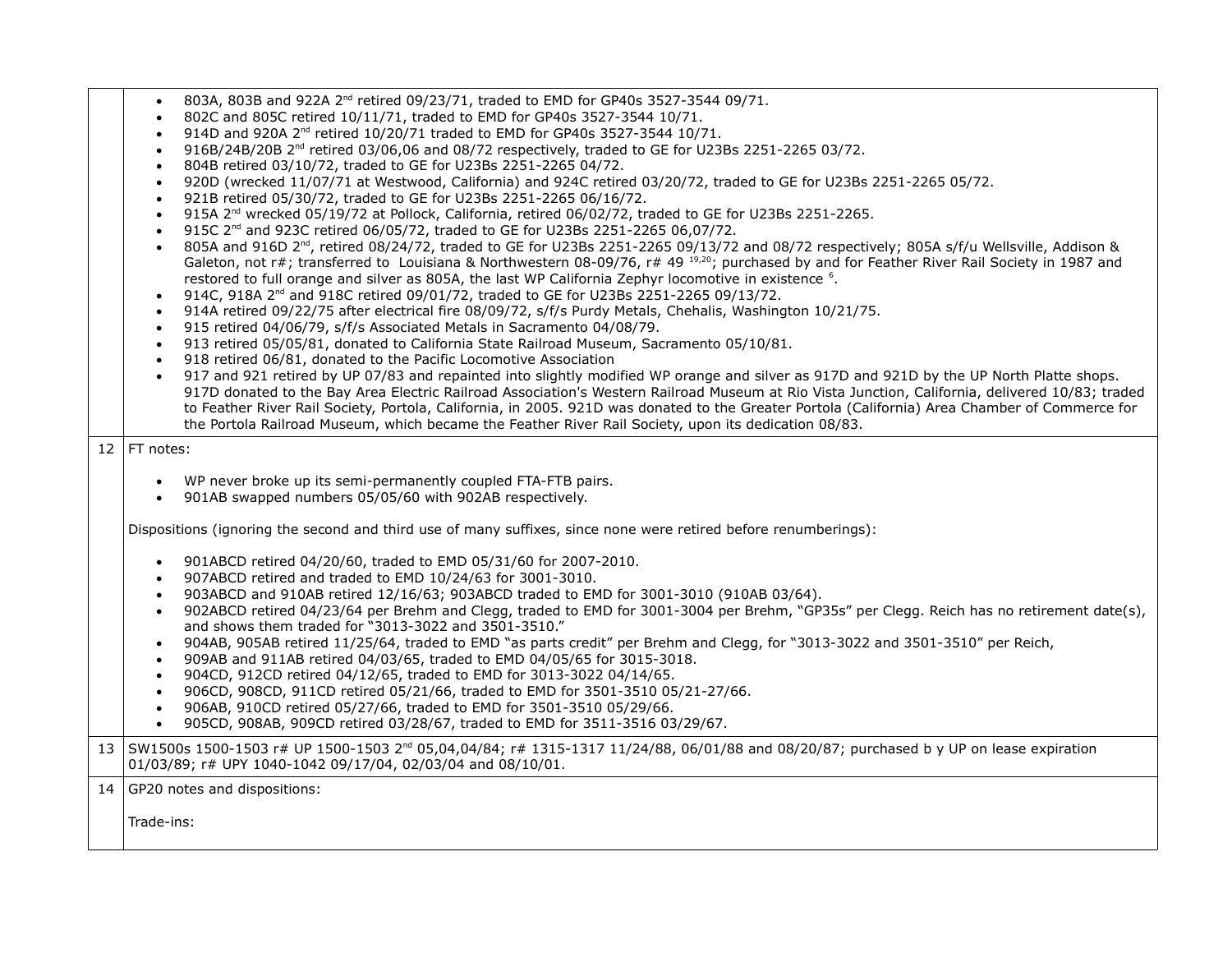| | |
|---|---|
| | • 803A, 803B and 922A 2nd retired 09/23/71, traded to EMD for GP40s 3527-3544 09/71.<br>• 802C and 805C retired 10/11/71, traded to EMD for GP40s 3527-3544 10/71.<br>• 914D and 920A 2nd retired 10/20/71 traded to EMD for GP40s 3527-3544 10/71.<br>• 916B/24B/20B 2nd retired 03/06,06 and 08/72 respectively, traded to GE for U23Bs 2251-2265 03/72.<br>• 804B retired 03/10/72, traded to GE for U23Bs 2251-2265 04/72.<br>• 920D (wrecked 11/07/71 at Westwood, California) and 924C retired 03/20/72, traded to GE for U23Bs 2251-2265 05/72.<br>• 921B retired 05/30/72, traded to GE for U23Bs 2251-2265 06/16/72.<br>• 915A 2nd wrecked 05/19/72 at Pollock, California, retired 06/02/72, traded to GE for U23Bs 2251-2265.<br>• 915C 2nd and 923C retired 06/05/72, traded to GE for U23Bs 2251-2265 06,07/72.<br>• 805A and 916D 2nd, retired 08/24/72, traded to GE for U23Bs 2251-2265 09/13/72 and 08/72 respectively; 805A s/f/u Wellsville, Addison & Galeton, not r#; transferred to Louisiana & Northwestern 08-09/76, r# 49 [19,20]; purchased by and for Feather River Rail Society in 1987 and restored to full orange and silver as 805A, the last WP California Zephyr locomotive in existence [6].<br>• 914C, 918A 2nd and 918C retired 09/01/72, traded to GE for U23Bs 2251-2265 09/13/72.<br>• 914A retired 09/22/75 after electrical fire 08/09/72, s/f/s Purdy Metals, Chehalis, Washington 10/21/75.<br>• 915 retired 04/06/79, s/f/s Associated Metals in Sacramento 04/08/79.<br>• 913 retired 05/05/81, donated to California State Railroad Museum, Sacramento 05/10/81.<br>• 918 retired 06/81, donated to the Pacific Locomotive Association<br>• 917 and 921 retired by UP 07/83 and repainted into slightly modified WP orange and silver as 917D and 921D by the UP North Platte shops. 917D donated to the Bay Area Electric Railroad Association's Western Railroad Museum at Rio Vista Junction, California, delivered 10/83; traded to Feather River Rail Society, Portola, California, in 2005. 921D was donated to the Greater Portola (California) Area Chamber of Commerce for the Portola Railroad Museum, which became the Feather River Rail Society, upon its dedication 08/83. |
| 12 | FT notes:<br><br>• WP never broke up its semi-permanently coupled FTA-FTB pairs.<br>• 901AB swapped numbers 05/05/60 with 902AB respectively.<br><br>Dispositions (ignoring the second and third use of many suffixes, since none were retired before renumberings):<br><br>• 901ABCD retired 04/20/60, traded to EMD 05/31/60 for 2007-2010.<br>• 907ABCD retired and traded to EMD 10/24/63 for 3001-3010.<br>• 903ABCD and 910AB retired 12/16/63; 903ABCD traded to EMD for 3001-3010 (910AB 03/64).<br>• 902ABCD retired 04/23/64 per Brehm and Clegg, traded to EMD for 3001-3004 per Brehm, "GP35s" per Clegg. Reich has no retirement date(s), and shows them traded for "3013-3022 and 3501-3510."<br>• 904AB, 905AB retired 11/25/64, traded to EMD "as parts credit" per Brehm and Clegg, for "3013-3022 and 3501-3510" per Reich,<br>• 909AB and 911AB retired 04/03/65, traded to EMD 04/05/65 for 3015-3018.<br>• 904CD, 912CD retired 04/12/65, traded to EMD for 3013-3022 04/14/65.<br>• 906CD, 908CD, 911CD retired 05/21/66, traded to EMD for 3501-3510 05/21-27/66.<br>• 906AB, 910CD retired 05/27/66, traded to EMD for 3501-3510 05/29/66.<br>• 905CD, 908AB, 909CD retired 03/28/67, traded to EMD for 3511-3516 03/29/67. |
| 13 | SW1500s 1500-1503 r# UP 1500-1503 2nd 05,04,04/84; r# 1315-1317 11/24/88, 06/01/88 and 08/20/87; purchased b y UP on lease expiration 01/03/89; r# UPY 1040-1042 09/17/04, 02/03/04 and 08/10/01. |
| 14 | GP20 notes and dispositions:<br><br>Trade-ins: |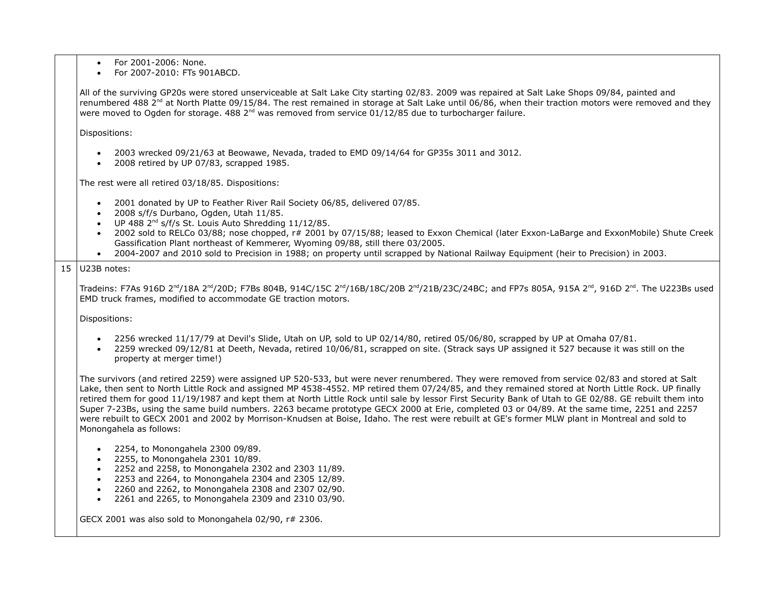| | |
|---|---|
| | • For 2001-2006: None.<br>• For 2007-2010: FTs 901ABCD.<br><br>All of the surviving GP20s were stored unserviceable at Salt Lake City starting 02/83. 2009 was repaired at Salt Lake Shops 09/84, painted and renumbered 488 2nd at North Platte 09/15/84. The rest remained in storage at Salt Lake until 06/86, when their traction motors were removed and they were moved to Ogden for storage. 488 2nd was removed from service 01/12/85 due to turbocharger failure.<br><br>Dispositions:<br><br>• 2003 wrecked 09/21/63 at Beowawe, Nevada, traded to EMD 09/14/64 for GP35s 3011 and 3012.<br>• 2008 retired by UP 07/83, scrapped 1985.<br><br>The rest were all retired 03/18/85. Dispositions:<br><br>• 2001 donated by UP to Feather River Rail Society 06/85, delivered 07/85.<br>• 2008 s/f/s Durbano, Ogden, Utah 11/85.<br>• UP 488 2nd s/f/s St. Louis Auto Shredding 11/12/85.<br>• 2002 sold to RELCo 03/88; nose chopped, r# 2001 by 07/15/88; leased to Exxon Chemical (later Exxon-LaBarge and ExxonMobile) Shute Creek Gassification Plant northeast of Kemmerer, Wyoming 09/88, still there 03/2005.<br>• 2004-2007 and 2010 sold to Precision in 1988; on property until scrapped by National Railway Equipment (heir to Precision) in 2003. |
| 15 | U23B notes:<br><br>Tradeins: F7As 916D 2nd/18A 2nd/20D; F7Bs 804B, 914C/15C 2nd/16B/18C/20B 2nd/21B/23C/24BC; and FP7s 805A, 915A 2nd, 916D 2nd. The U223Bs used EMD truck frames, modified to accommodate GE traction motors.<br><br>Dispositions:<br><br>• 2256 wrecked 11/17/79 at Devil's Slide, Utah on UP, sold to UP 02/14/80, retired 05/06/80, scrapped by UP at Omaha 07/81.<br>• 2259 wrecked 09/12/81 at Deeth, Nevada, retired 10/06/81, scrapped on site. (Strack says UP assigned it 527 because it was still on the property at merger time!)<br><br>The survivors (and retired 2259) were assigned UP 520-533, but were never renumbered. They were removed from service 02/83 and stored at Salt Lake, then sent to North Little Rock and assigned MP 4538-4552. MP retired them 07/24/85, and they remained stored at North Little Rock. UP finally retired them for good 11/19/1987 and kept them at North Little Rock until sale by lessor First Security Bank of Utah to GE 02/88. GE rebuilt them into Super 7-23Bs, using the same build numbers. 2263 became prototype GECX 2000 at Erie, completed 03 or 04/89. At the same time, 2251 and 2257 were rebuilt to GECX 2001 and 2002 by Morrison-Knudsen at Boise, Idaho. The rest were rebuilt at GE's former MLW plant in Montreal and sold to Monongahela as follows:<br><br>• 2254, to Monongahela 2300 09/89.<br>• 2255, to Monongahela 2301 10/89.<br>• 2252 and 2258, to Monongahela 2302 and 2303 11/89.<br>• 2253 and 2264, to Monongahela 2304 and 2305 12/89.<br>• 2260 and 2262, to Monongahela 2308 and 2307 02/90.<br>• 2261 and 2265, to Monongahela 2309 and 2310 03/90.<br><br>GECX 2001 was also sold to Monongahela 02/90, r# 2306. |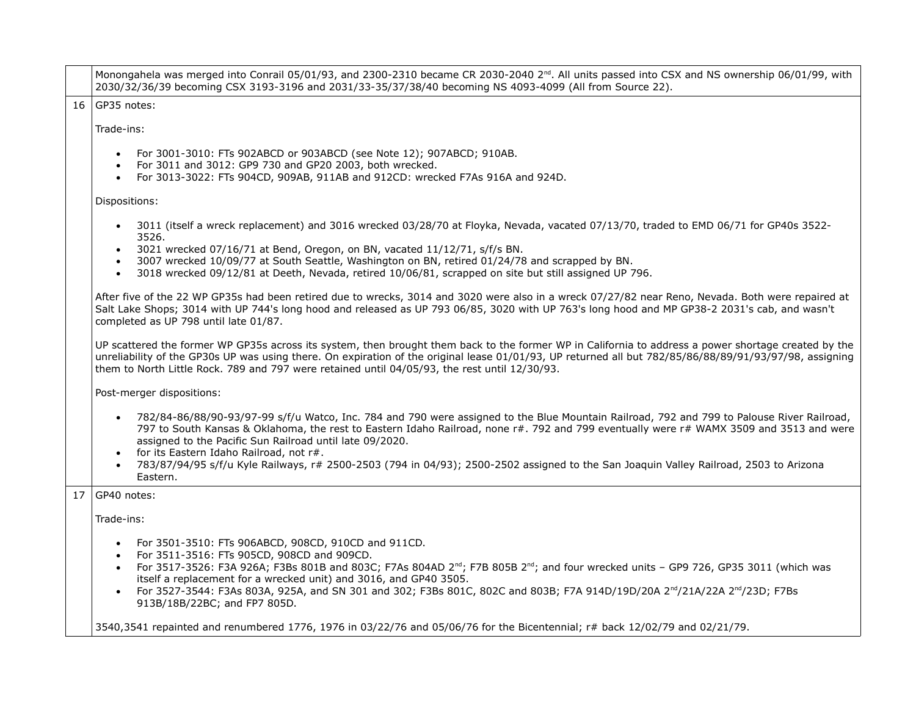| | |
|---|---|
| | Monongahela was merged into Conrail 05/01/93, and 2300-2310 became CR 2030-2040 2nd. All units passed into CSX and NS ownership 06/01/99, with 2030/32/36/39 becoming CSX 3193-3196 and 2031/33-35/37/38/40 becoming NS 4093-4099 (All from Source 22). |
| 16 | GP35 notes:<br><br>Trade-ins:<br><br>• For 3001-3010: FTs 902ABCD or 903ABCD (see Note 12); 907ABCD; 910AB.<br>• For 3011 and 3012: GP9 730 and GP20 2003, both wrecked.<br>• For 3013-3022: FTs 904CD, 909AB, 911AB and 912CD: wrecked F7As 916A and 924D.<br><br>Dispositions:<br><br>• 3011 (itself a wreck replacement) and 3016 wrecked 03/28/70 at Floyka, Nevada, vacated 07/13/70, traded to EMD 06/71 for GP40s 3522-3526.<br>• 3021 wrecked 07/16/71 at Bend, Oregon, on BN, vacated 11/12/71, s/f/s BN.<br>• 3007 wrecked 10/09/77 at South Seattle, Washington on BN, retired 01/24/78 and scrapped by BN.<br>• 3018 wrecked 09/12/81 at Deeth, Nevada, retired 10/06/81, scrapped on site but still assigned UP 796.<br><br>After five of the 22 WP GP35s had been retired due to wrecks, 3014 and 3020 were also in a wreck 07/27/82 near Reno, Nevada. Both were repaired at Salt Lake Shops; 3014 with UP 744's long hood and released as UP 793 06/85, 3020 with UP 763's long hood and MP GP38-2 2031's cab, and wasn't completed as UP 798 until late 01/87.<br><br>UP scattered the former WP GP35s across its system, then brought them back to the former WP in California to address a power shortage created by the unreliability of the GP30s UP was using there. On expiration of the original lease 01/01/93, UP returned all but 782/85/86/88/89/91/93/97/98, assigning them to North Little Rock. 789 and 797 were retained until 04/05/93, the rest until 12/30/93.<br><br>Post-merger dispositions:<br><br>• 782/84-86/88/90-93/97-99 s/f/u Watco, Inc. 784 and 790 were assigned to the Blue Mountain Railroad, 792 and 799 to Palouse River Railroad, 797 to South Kansas & Oklahoma, the rest to Eastern Idaho Railroad, none r#. 792 and 799 eventually were r# WAMX 3509 and 3513 and were assigned to the Pacific Sun Railroad until late 09/2020.<br>• for its Eastern Idaho Railroad, not r#.<br>• 783/87/94/95 s/f/u Kyle Railways, r# 2500-2503 (794 in 04/93); 2500-2502 assigned to the San Joaquin Valley Railroad, 2503 to Arizona Eastern. |
| 17 | GP40 notes:<br><br>Trade-ins:<br><br>• For 3501-3510: FTs 906ABCD, 908CD, 910CD and 911CD.<br>• For 3511-3516: FTs 905CD, 908CD and 909CD.<br>• For 3517-3526: F3A 926A; F3Bs 801B and 803C; F7As 804AD 2nd; F7B 805B 2nd; and four wrecked units – GP9 726, GP35 3011 (which was itself a replacement for a wrecked unit) and 3016, and GP40 3505.<br>• For 3527-3544: F3As 803A, 925A, and SN 301 and 302; F3Bs 801C, 802C and 803B; F7A 914D/19D/20A 2nd/21A/22A 2nd/23D; F7Bs 913B/18B/22BC; and FP7 805D.<br><br>3540,3541 repainted and renumbered 1776, 1976 in 03/22/76 and 05/06/76 for the Bicentennial; r# back 12/02/79 and 02/21/79. |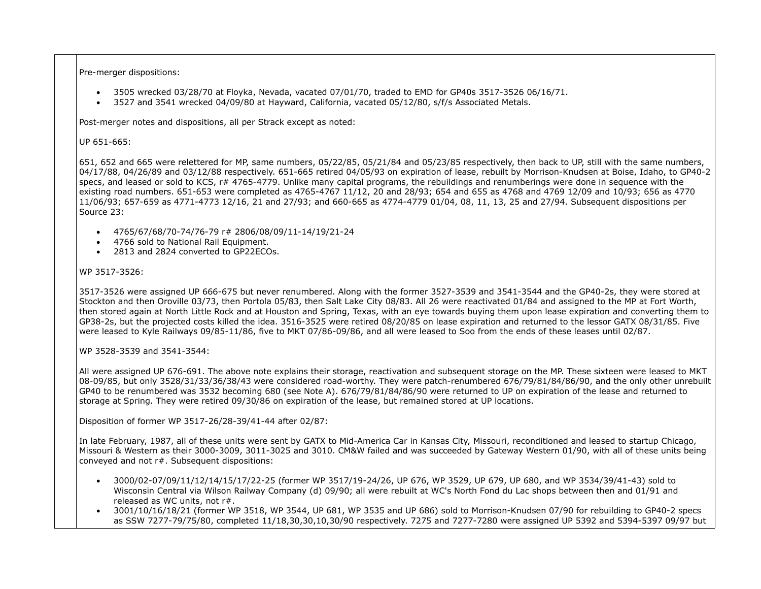Pre-merger dispositions:

- 3505 wrecked 03/28/70 at Floyka, Nevada, vacated 07/01/70, traded to EMD for GP40s 3517-3526 06/16/71.
- 3527 and 3541 wrecked 04/09/80 at Hayward, California, vacated 05/12/80, s/f/s Associated Metals.

Post-merger notes and dispositions, all per Strack except as noted:

UP 651-665:

651, 652 and 665 were relettered for MP, same numbers, 05/22/85, 05/21/84 and 05/23/85 respectively, then back to UP, still with the same numbers, 04/17/88, 04/26/89 and 03/12/88 respectively. 651-665 retired 04/05/93 on expiration of lease, rebuilt by Morrison-Knudsen at Boise, Idaho, to GP40-2 specs, and leased or sold to KCS, r# 4765-4779. Unlike many capital programs, the rebuildings and renumberings were done in sequence with the existing road numbers. 651-653 were completed as 4765-4767 11/12, 20 and 28/93; 654 and 655 as 4768 and 4769 12/09 and 10/93; 656 as 4770 11/06/93; 657-659 as 4771-4773 12/16, 21 and 27/93; and 660-665 as 4774-4779 01/04, 08, 11, 13, 25 and 27/94. Subsequent dispositions per Source 23:

- 4765/67/68/70-74/76-79 r# 2806/08/09/11-14/19/21-24
- 4766 sold to National Rail Equipment.
- 2813 and 2824 converted to GP22ECOs.

WP 3517-3526:

3517-3526 were assigned UP 666-675 but never renumbered. Along with the former 3527-3539 and 3541-3544 and the GP40-2s, they were stored at Stockton and then Oroville 03/73, then Portola 05/83, then Salt Lake City 08/83. All 26 were reactivated 01/84 and assigned to the MP at Fort Worth, then stored again at North Little Rock and at Houston and Spring, Texas, with an eye towards buying them upon lease expiration and converting them to GP38-2s, but the projected costs killed the idea. 3516-3525 were retired 08/20/85 on lease expiration and returned to the lessor GATX 08/31/85. Five were leased to Kyle Railways 09/85-11/86, five to MKT 07/86-09/86, and all were leased to Soo from the ends of these leases until 02/87.

WP 3528-3539 and 3541-3544:

All were assigned UP 676-691. The above note explains their storage, reactivation and subsequent storage on the MP. These sixteen were leased to MKT 08-09/85, but only 3528/31/33/36/38/43 were considered road-worthy. They were patch-renumbered 676/79/81/84/86/90, and the only other unrebuilt GP40 to be renumbered was 3532 becoming 680 (see Note A). 676/79/81/84/86/90 were returned to UP on expiration of the lease and returned to storage at Spring. They were retired 09/30/86 on expiration of the lease, but remained stored at UP locations.

Disposition of former WP 3517-26/28-39/41-44 after 02/87:

In late February, 1987, all of these units were sent by GATX to Mid-America Car in Kansas City, Missouri, reconditioned and leased to startup Chicago, Missouri & Western as their 3000-3009, 3011-3025 and 3010. CM&W failed and was succeeded by Gateway Western 01/90, with all of these units being conveyed and not r#. Subsequent dispositions:

- 3000/02-07/09/11/12/14/15/17/22-25 (former WP 3517/19-24/26, UP 676, WP 3529, UP 679, UP 680, and WP 3534/39/41-43) sold to Wisconsin Central via Wilson Railway Company (d) 09/90; all were rebuilt at WC's North Fond du Lac shops between then and 01/91 and released as WC units, not r#.
- 3001/10/16/18/21 (former WP 3518, WP 3544, UP 681, WP 3535 and UP 686) sold to Morrison-Knudsen 07/90 for rebuilding to GP40-2 specs as SSW 7277-79/75/80, completed 11/18,30,30,10,30/90 respectively. 7275 and 7277-7280 were assigned UP 5392 and 5394-5397 09/97 but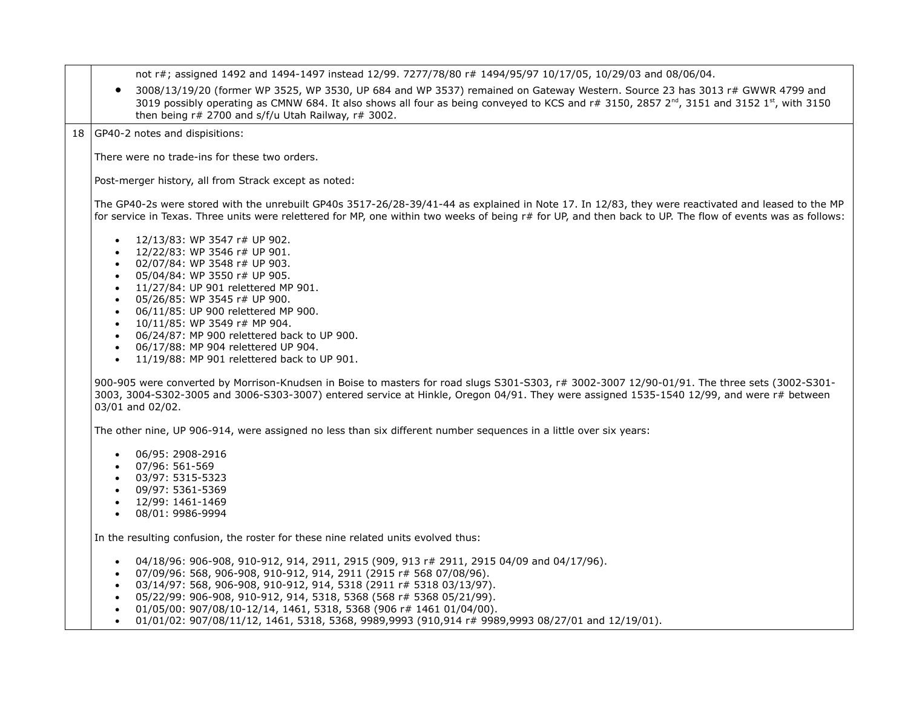| | |
|---|---|
| | not r#; assigned 1492 and 1494-1497 instead 12/99. 7277/78/80 r# 1494/95/97 10/17/05, 10/29/03 and 08/06/04.<br>• 3008/13/19/20 (former WP 3525, WP 3530, UP 684 and WP 3537) remained on Gateway Western. Source 23 has 3013 r# GWWR 4799 and 3019 possibly operating as CMNW 684. It also shows all four as being conveyed to KCS and r# 3150, 2857 2nd, 3151 and 3152 1st, with 3150 then being r# 2700 and s/f/u Utah Railway, r# 3002. |
| 18 | GP40-2 notes and dispisitions:<br><br>There were no trade-ins for these two orders.<br><br>Post-merger history, all from Strack except as noted:<br><br>The GP40-2s were stored with the unrebuilt GP40s 3517-26/28-39/41-44 as explained in Note 17. In 12/83, they were reactivated and leased to the MP for service in Texas. Three units were relettered for MP, one within two weeks of being r# for UP, and then back to UP. The flow of events was as follows:<br><br>• 12/13/83: WP 3547 r# UP 902.<br>• 12/22/83: WP 3546 r# UP 901.<br>• 02/07/84: WP 3548 r# UP 903.<br>• 05/04/84: WP 3550 r# UP 905.<br>• 11/27/84: UP 901 relettered MP 901.<br>• 05/26/85: WP 3545 r# UP 900.<br>• 06/11/85: UP 900 relettered MP 900.<br>• 10/11/85: WP 3549 r# MP 904.<br>• 06/24/87: MP 900 relettered back to UP 900.<br>• 06/17/88: MP 904 relettered UP 904.<br>• 11/19/88: MP 901 relettered back to UP 901.<br><br>900-905 were converted by Morrison-Knudsen in Boise to masters for road slugs S301-S303, r# 3002-3007 12/90-01/91. The three sets (3002-S301-3003, 3004-S302-3005 and 3006-S303-3007) entered service at Hinkle, Oregon 04/91. They were assigned 1535-1540 12/99, and were r# between 03/01 and 02/02.<br><br>The other nine, UP 906-914, were assigned no less than six different number sequences in a little over six years:<br><br>• 06/95: 2908-2916<br>• 07/96: 561-569<br>• 03/97: 5315-5323<br>• 09/97: 5361-5369<br>• 12/99: 1461-1469<br>• 08/01: 9986-9994<br><br>In the resulting confusion, the roster for these nine related units evolved thus:<br><br>• 04/18/96: 906-908, 910-912, 914, 2911, 2915 (909, 913 r# 2911, 2915 04/09 and 04/17/96).<br>• 07/09/96: 568, 906-908, 910-912, 914, 2911 (2915 r# 568 07/08/96).<br>• 03/14/97: 568, 906-908, 910-912, 914, 5318 (2911 r# 5318 03/13/97).<br>• 05/22/99: 906-908, 910-912, 914, 5318, 5368 (568 r# 5368 05/21/99).<br>• 01/05/00: 907/08/10-12/14, 1461, 5318, 5368 (906 r# 1461 01/04/00).<br>• 01/01/02: 907/08/11/12, 1461, 5318, 5368, 9989,9993 (910,914 r# 9989,9993 08/27/01 and 12/19/01). |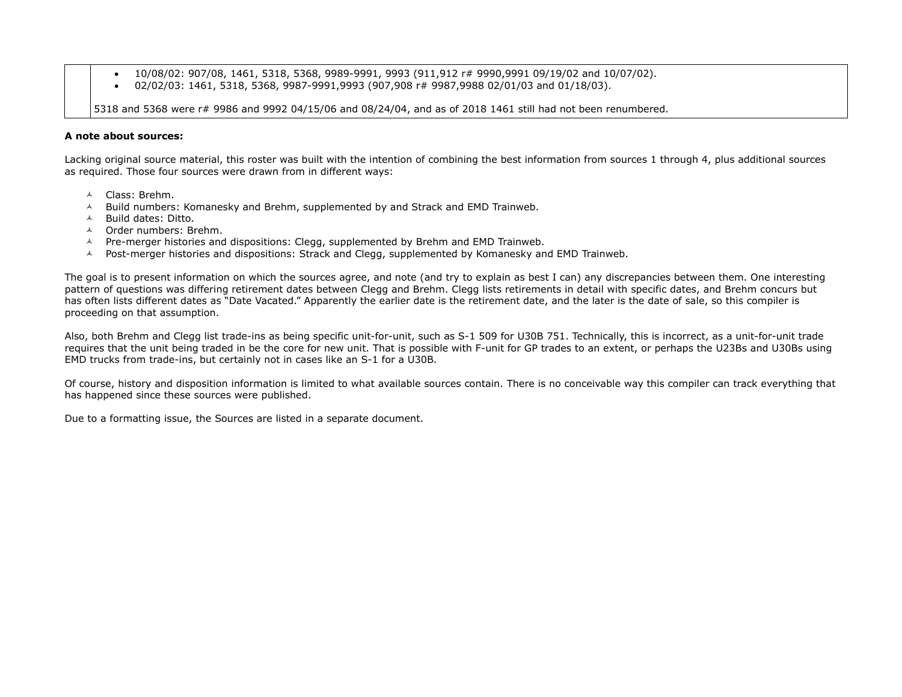| | |
|---|---|
| | • 10/08/02: 907/08, 1461, 5318, 5368, 9989-9991, 9993 (911,912 r# 9990,9991 09/19/02 and 10/07/02).<br>• 02/02/03: 1461, 5318, 5368, 9987-9991,9993 (907,908 r# 9987,9988 02/01/03 and 01/18/03).<br><br>5318 and 5368 were r# 9986 and 9992 04/15/06 and 08/24/04, and as of 2018 1461 still had not been renumbered. |

**A note about sources:**

Lacking original source material, this roster was built with the intention of combining the best information from sources 1 through 4, plus additional sources as required. Those four sources were drawn from in different ways:

- Class: Brehm.
- Build numbers: Komanesky and Brehm, supplemented by and Strack and EMD Trainweb.
- Build dates: Ditto.
- Order numbers: Brehm.
- Pre-merger histories and dispositions: Clegg, supplemented by Brehm and EMD Trainweb.
- Post-merger histories and dispositions: Strack and Clegg, supplemented by Komanesky and EMD Trainweb.

The goal is to present information on which the sources agree, and note (and try to explain as best I can) any discrepancies between them. One interesting pattern of questions was differing retirement dates between Clegg and Brehm. Clegg lists retirements in detail with specific dates, and Brehm concurs but has often lists different dates as “Date Vacated.” Apparently the earlier date is the retirement date, and the later is the date of sale, so this compiler is proceeding on that assumption.

Also, both Brehm and Clegg list trade-ins as being specific unit-for-unit, such as S-1 509 for U30B 751. Technically, this is incorrect, as a unit-for-unit trade requires that the unit being traded in be the core for new unit. That is possible with F-unit for GP trades to an extent, or perhaps the U23Bs and U30Bs using EMD trucks from trade-ins, but certainly not in cases like an S-1 for a U30B.

Of course, history and disposition information is limited to what available sources contain. There is no conceivable way this compiler can track everything that has happened since these sources were published.

Due to a formatting issue, the Sources are listed in a separate document.